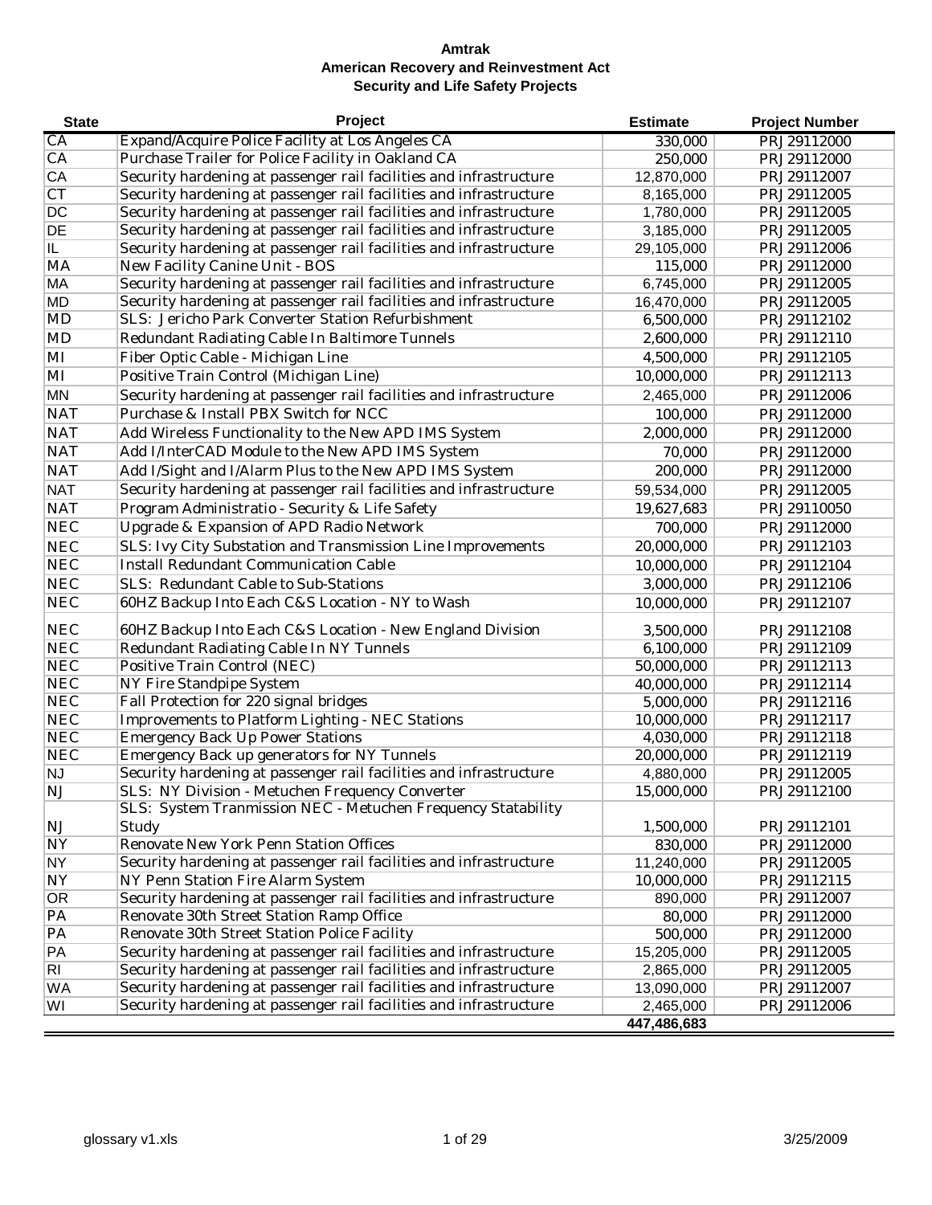# Amtrak
## American Recovery and Reinvestment Act
### Security and Life Safety Projects

| State | Project | Estimate | Project Number |
|---|---|---|---|
| CA | Expand/Acquire Police Facility at Los Angeles CA | 330,000 | PRJ29112000 |
| CA | Purchase Trailer for Police Facility in Oakland CA | 250,000 | PRJ29112000 |
| CA | Security hardening at passenger rail facilities and infrastructure | 12,870,000 | PRJ29112007 |
| CT | Security hardening at passenger rail facilities and infrastructure | 8,165,000 | PRJ29112005 |
| DC | Security hardening at passenger rail facilities and infrastructure | 1,780,000 | PRJ29112005 |
| DE | Security hardening at passenger rail facilities and infrastructure | 3,185,000 | PRJ29112005 |
| IL | Security hardening at passenger rail facilities and infrastructure | 29,105,000 | PRJ29112006 |
| MA | New Facility Canine Unit - BOS | 115,000 | PRJ29112000 |
| MA | Security hardening at passenger rail facilities and infrastructure | 6,745,000 | PRJ29112005 |
| MD | Security hardening at passenger rail facilities and infrastructure | 16,470,000 | PRJ29112005 |
| MD | SLS: Jericho Park Converter Station Refurbishment | 6,500,000 | PRJ29112102 |
| MD | Redundant Radiating Cable In Baltimore Tunnels | 2,600,000 | PRJ29112110 |
| MI | Fiber Optic Cable - Michigan Line | 4,500,000 | PRJ29112105 |
| MI | Positive Train Control (Michigan Line) | 10,000,000 | PRJ29112113 |
| MN | Security hardening at passenger rail facilities and infrastructure | 2,465,000 | PRJ29112006 |
| NAT | Purchase & Install PBX Switch for NCC | 100,000 | PRJ29112000 |
| NAT | Add Wireless Functionality to the New APD IMS System | 2,000,000 | PRJ29112000 |
| NAT | Add I/InterCAD Module to the New APD IMS System | 70,000 | PRJ29112000 |
| NAT | Add I/Sight and I/Alarm Plus to the New APD IMS System | 200,000 | PRJ29112000 |
| NAT | Security hardening at passenger rail facilities and infrastructure | 59,534,000 | PRJ29112005 |
| NAT | Program Administratio - Security & Life Safety | 19,627,683 | PRJ29110050 |
| NEC | Upgrade & Expansion of APD Radio Network | 700,000 | PRJ29112000 |
| NEC | SLS: Ivy City Substation and Transmission Line Improvements | 20,000,000 | PRJ29112103 |
| NEC | Install Redundant Communication Cable | 10,000,000 | PRJ29112104 |
| NEC | SLS: Redundant Cable to Sub-Stations | 3,000,000 | PRJ29112106 |
| NEC | 60HZ Backup Into Each C&S Location - NY to Wash | 10,000,000 | PRJ29112107 |
| NEC | 60HZ Backup Into Each C&S Location - New England Division | 3,500,000 | PRJ29112108 |
| NEC | Redundant Radiating Cable In NY Tunnels | 6,100,000 | PRJ29112109 |
| NEC | Positive Train Control (NEC) | 50,000,000 | PRJ29112113 |
| NEC | NY Fire Standpipe System | 40,000,000 | PRJ29112114 |
| NEC | Fall Protection for 220 signal bridges | 5,000,000 | PRJ29112116 |
| NEC | Improvements to Platform Lighting - NEC Stations | 10,000,000 | PRJ29112117 |
| NEC | Emergency Back Up Power Stations | 4,030,000 | PRJ29112118 |
| NEC | Emergency Back up generators for NY Tunnels | 20,000,000 | PRJ29112119 |
| NJ | Security hardening at passenger rail facilities and infrastructure | 4,880,000 | PRJ29112005 |
| NJ | SLS: NY Division - Metuchen Frequency Converter | 15,000,000 | PRJ29112100 |
| NJ | SLS: System Tranmission NEC - Metuchen Frequency Statability Study | 1,500,000 | PRJ29112101 |
| NY | Renovate New York Penn Station Offices | 830,000 | PRJ29112000 |
| NY | Security hardening at passenger rail facilities and infrastructure | 11,240,000 | PRJ29112005 |
| NY | NY Penn Station Fire Alarm System | 10,000,000 | PRJ29112115 |
| OR | Security hardening at passenger rail facilities and infrastructure | 890,000 | PRJ29112007 |
| PA | Renovate 30th Street Station Ramp Office | 80,000 | PRJ29112000 |
| PA | Renovate 30th Street Station Police Facility | 500,000 | PRJ29112000 |
| PA | Security hardening at passenger rail facilities and infrastructure | 15,205,000 | PRJ29112005 |
| RI | Security hardening at passenger rail facilities and infrastructure | 2,865,000 | PRJ29112005 |
| WA | Security hardening at passenger rail facilities and infrastructure | 13,090,000 | PRJ29112007 |
| WI | Security hardening at passenger rail facilities and infrastructure | 2,465,000 | PRJ29112006 |
| | | **447,486,683** | |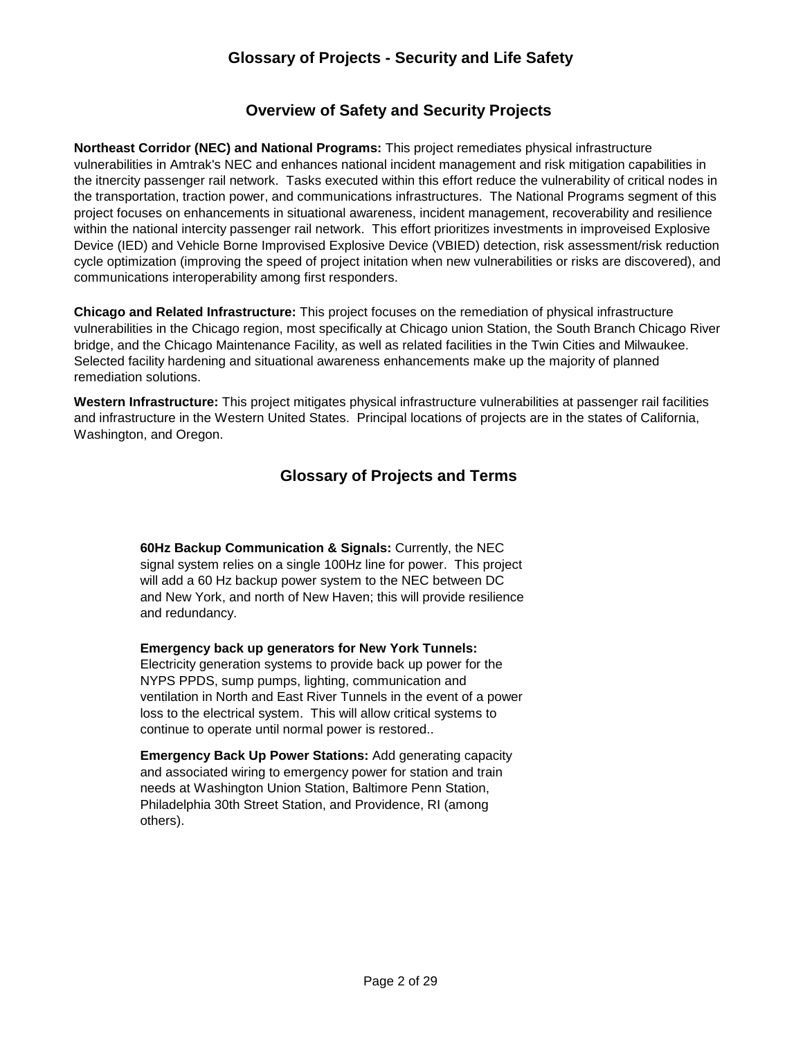# Glossary of Projects - Security and Life Safety

## Overview of Safety and Security Projects

**Northeast Corridor (NEC) and National Programs:** This project remediates physical infrastructure vulnerabilities in Amtrak's NEC and enhances national incident management and risk mitigation capabilities in the itnercity passenger rail network. Tasks executed within this effort reduce the vulnerability of critical nodes in the transportation, traction power, and communications infrastructures. The National Programs segment of this project focuses on enhancements in situational awareness, incident management, recoverability and resilience within the national intercity passenger rail network. This effort prioritizes investments in improveised Explosive Device (IED) and Vehicle Borne Improvised Explosive Device (VBIED) detection, risk assessment/risk reduction cycle optimization (improving the speed of project initation when new vulnerabilities or risks are discovered), and communications interoperability among first responders.

**Chicago and Related Infrastructure:** This project focuses on the remediation of physical infrastructure vulnerabilities in the Chicago region, most specifically at Chicago union Station, the South Branch Chicago River bridge, and the Chicago Maintenance Facility, as well as related facilities in the Twin Cities and Milwaukee. Selected facility hardening and situational awareness enhancements make up the majority of planned remediation solutions.

**Western Infrastructure:** This project mitigates physical infrastructure vulnerabilities at passenger rail facilities and infrastructure in the Western United States. Principal locations of projects are in the states of California, Washington, and Oregon.

## Glossary of Projects and Terms

**60Hz Backup Communication & Signals:** Currently, the NEC signal system relies on a single 100Hz line for power. This project will add a 60 Hz backup power system to the NEC between DC and New York, and north of New Haven; this will provide resilience and redundancy.

**Emergency back up generators for New York Tunnels:** Electricity generation systems to provide back up power for the NYPS PPDS, sump pumps, lighting, communication and ventilation in North and East River Tunnels in the event of a power loss to the electrical system. This will allow critical systems to continue to operate until normal power is restored..

**Emergency Back Up Power Stations:** Add generating capacity and associated wiring to emergency power for station and train needs at Washington Union Station, Baltimore Penn Station, Philadelphia 30th Street Station, and Providence, RI (among others).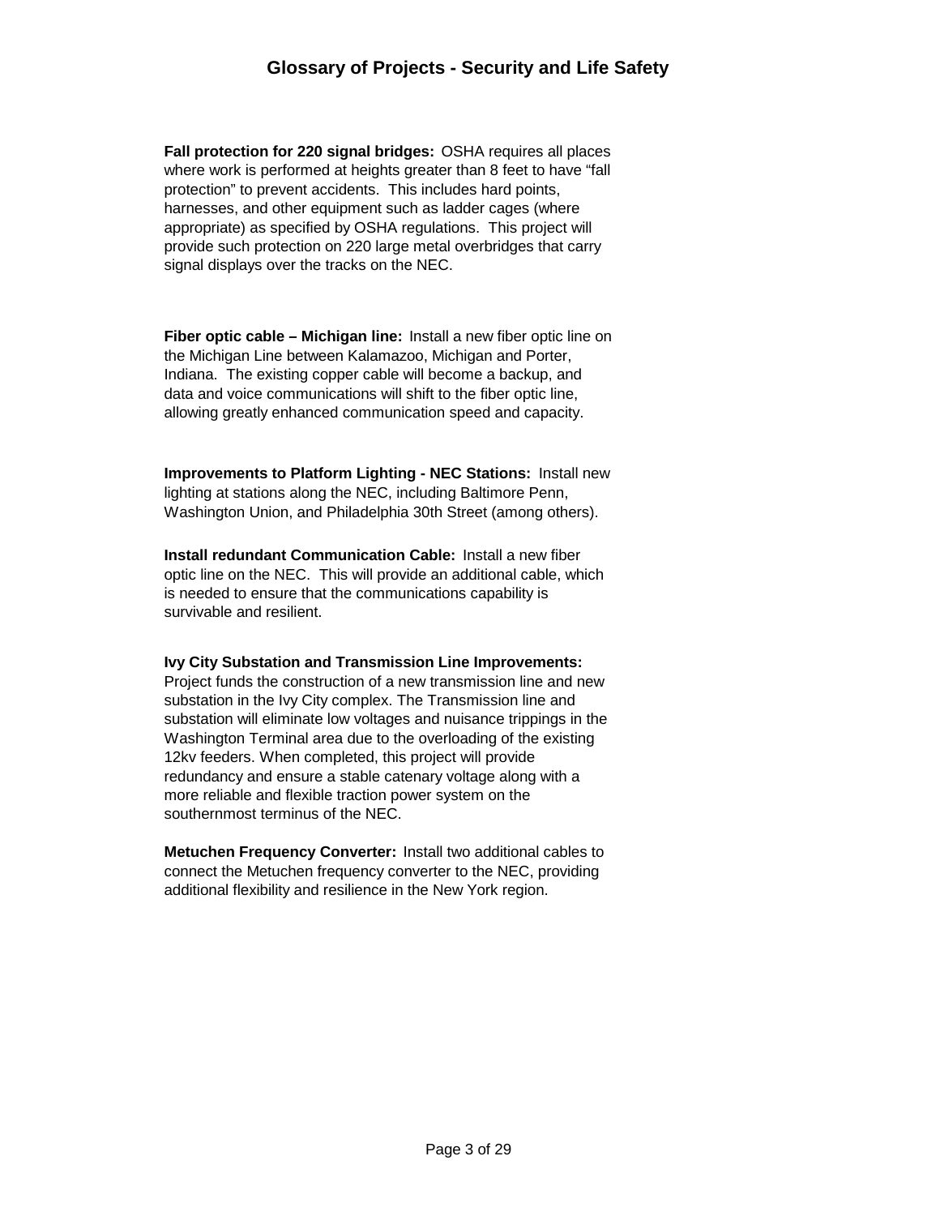## Glossary of Projects - Security and Life Safety

**Fall protection for 220 signal bridges:** OSHA requires all places where work is performed at heights greater than 8 feet to have "fall protection" to prevent accidents. This includes hard points, harnesses, and other equipment such as ladder cages (where appropriate) as specified by OSHA regulations. This project will provide such protection on 220 large metal overbridges that carry signal displays over the tracks on the NEC.

**Fiber optic cable – Michigan line:** Install a new fiber optic line on the Michigan Line between Kalamazoo, Michigan and Porter, Indiana. The existing copper cable will become a backup, and data and voice communications will shift to the fiber optic line, allowing greatly enhanced communication speed and capacity.

**Improvements to Platform Lighting - NEC Stations:** Install new lighting at stations along the NEC, including Baltimore Penn, Washington Union, and Philadelphia 30th Street (among others).

**Install redundant Communication Cable:** Install a new fiber optic line on the NEC. This will provide an additional cable, which is needed to ensure that the communications capability is survivable and resilient.

**Ivy City Substation and Transmission Line Improvements:** Project funds the construction of a new transmission line and new substation in the Ivy City complex. The Transmission line and substation will eliminate low voltages and nuisance trippings in the Washington Terminal area due to the overloading of the existing 12kv feeders. When completed, this project will provide redundancy and ensure a stable catenary voltage along with a more reliable and flexible traction power system on the southernmost terminus of the NEC.

**Metuchen Frequency Converter:** Install two additional cables to connect the Metuchen frequency converter to the NEC, providing additional flexibility and resilience in the New York region.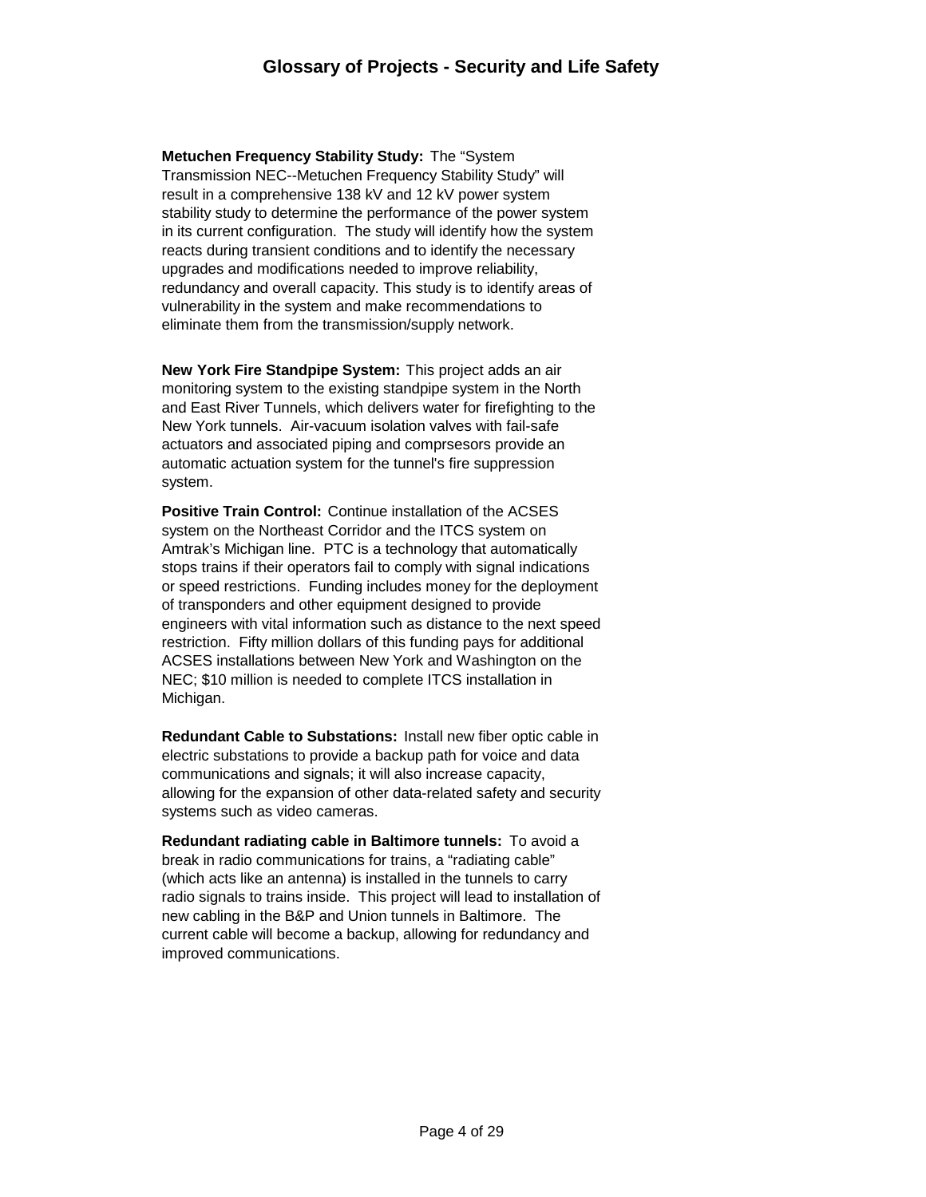# Glossary of Projects - Security and Life Safety

**Metuchen Frequency Stability Study:** The "System Transmission NEC--Metuchen Frequency Stability Study" will result in a comprehensive 138 kV and 12 kV power system stability study to determine the performance of the power system in its current configuration. The study will identify how the system reacts during transient conditions and to identify the necessary upgrades and modifications needed to improve reliability, redundancy and overall capacity. This study is to identify areas of vulnerability in the system and make recommendations to eliminate them from the transmission/supply network.

**New York Fire Standpipe System:** This project adds an air monitoring system to the existing standpipe system in the North and East River Tunnels, which delivers water for firefighting to the New York tunnels. Air-vacuum isolation valves with fail-safe actuators and associated piping and comprsesors provide an automatic actuation system for the tunnel's fire suppression system.

**Positive Train Control:** Continue installation of the ACSES system on the Northeast Corridor and the ITCS system on Amtrak's Michigan line. PTC is a technology that automatically stops trains if their operators fail to comply with signal indications or speed restrictions. Funding includes money for the deployment of transponders and other equipment designed to provide engineers with vital information such as distance to the next speed restriction. Fifty million dollars of this funding pays for additional ACSES installations between New York and Washington on the NEC; $10 million is needed to complete ITCS installation in Michigan.

**Redundant Cable to Substations:** Install new fiber optic cable in electric substations to provide a backup path for voice and data communications and signals; it will also increase capacity, allowing for the expansion of other data-related safety and security systems such as video cameras.

**Redundant radiating cable in Baltimore tunnels:** To avoid a break in radio communications for trains, a "radiating cable" (which acts like an antenna) is installed in the tunnels to carry radio signals to trains inside. This project will lead to installation of new cabling in the B&P and Union tunnels in Baltimore. The current cable will become a backup, allowing for redundancy and improved communications.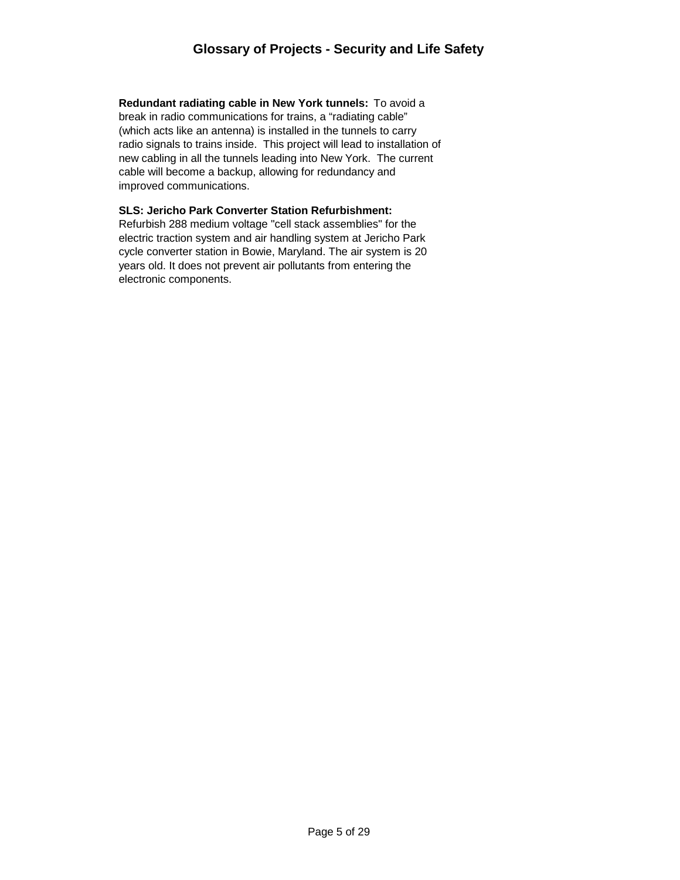## Glossary of Projects - Security and Life Safety

**Redundant radiating cable in New York tunnels:** To avoid a break in radio communications for trains, a “radiating cable” (which acts like an antenna) is installed in the tunnels to carry radio signals to trains inside. This project will lead to installation of new cabling in all the tunnels leading into New York. The current cable will become a backup, allowing for redundancy and improved communications.

**SLS: Jericho Park Converter Station Refurbishment:** Refurbish 288 medium voltage "cell stack assemblies" for the electric traction system and air handling system at Jericho Park cycle converter station in Bowie, Maryland. The air system is 20 years old. It does not prevent air pollutants from entering the electronic components.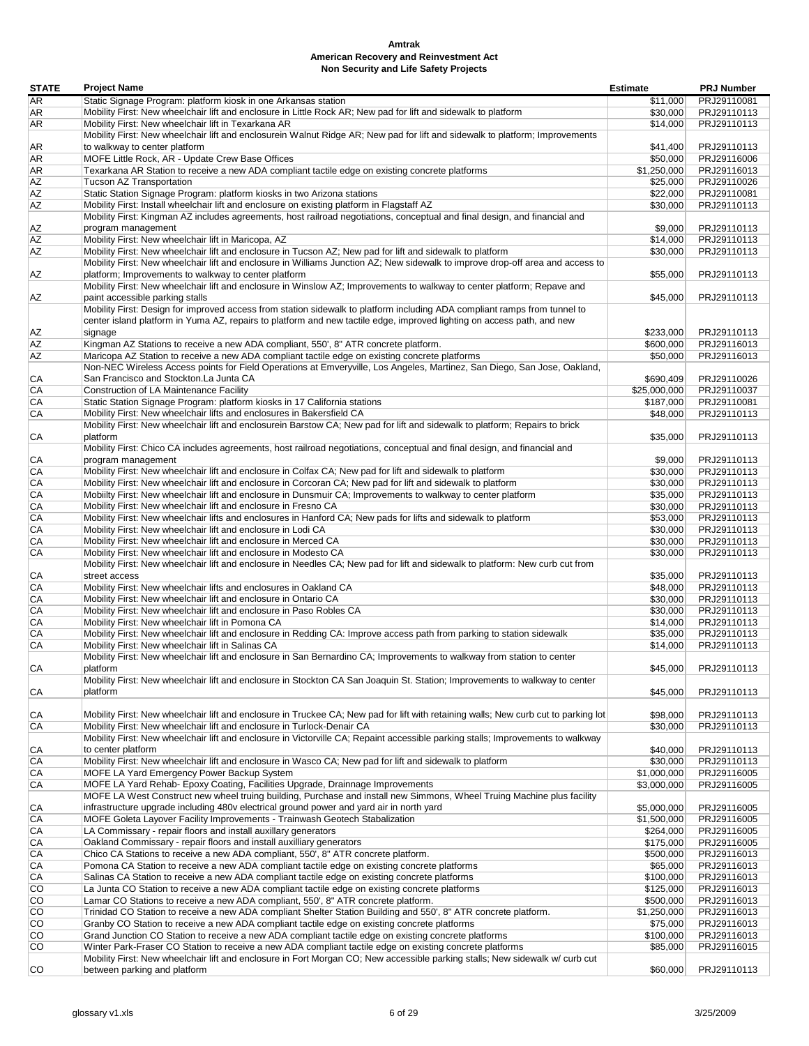**Amtrak**
**American Recovery and Reinvestment Act**
**Non Security and Life Safety Projects**

| STATE | Project Name | Estimate | PRJ Number |
|---|---|---|---|
| AR | Static Signage Program: platform kiosk in one Arkansas station | $11,000 | PRJ29110081 |
| AR | Mobility First: New wheelchair lift and enclosure in Little Rock AR; New pad for lift and sidewalk to platform | $30,000 | PRJ29110113 |
| AR | Mobility First: New wheelchair lift in Texarkana AR | $14,000 | PRJ29110113 |
| AR | Mobility First: New wheelchair lift and enclosurein Walnut Ridge AR; New pad for lift and sidewalk to platform; Improvements to walkway to center platform | $41,400 | PRJ29110113 |
| AR | MOFE Little Rock, AR - Update Crew Base Offices | $50,000 | PRJ29116006 |
| AR | Texarkana AR Station to receive a new ADA compliant tactile edge on existing concrete platforms | $1,250,000 | PRJ29116013 |
| AZ | Tucson AZ Transportation | $25,000 | PRJ29110026 |
| AZ | Static Station Signage Program: platform kiosks in two Arizona stations | $22,000 | PRJ29110081 |
| AZ | Mobility First: Install wheelchair lift and enclosure on existing platform in Flagstaff AZ | $30,000 | PRJ29110113 |
| AZ | Mobility First: Kingman AZ includes agreements, host railroad negotiations, conceptual and final design, and financial and program management | $9,000 | PRJ29110113 |
| AZ | Mobility First: New wheelchair lift in Maricopa, AZ | $14,000 | PRJ29110113 |
| AZ | Mobility First: New wheelchair lift and enclosure in Tucson AZ; New pad for lift and sidewalk to platform | $30,000 | PRJ29110113 |
| AZ | Mobility First: New wheelchair lift and enclosure in Williams Junction AZ; New sidewalk to improve drop-off area and access to platform; Improvements to walkway to center platform | $55,000 | PRJ29110113 |
| AZ | Mobility First: New wheelchair lift and enclosure in Winslow AZ; Improvements to walkway to center platform; Repave and paint accessible parking stalls | $45,000 | PRJ29110113 |
| AZ | Mobility First: Design for improved access from station sidewalk to platform including ADA compliant ramps from tunnel to center island platform in Yuma AZ, repairs to platform and new tactile edge, improved lighting on access path, and new signage | $233,000 | PRJ29110113 |
| AZ | Kingman AZ Stations to receive a new ADA compliant, 550', 8" ATR concrete platform. | $600,000 | PRJ29116013 |
| AZ | Maricopa AZ Station to receive a new ADA compliant tactile edge on existing concrete platforms | $50,000 | PRJ29116013 |
| CA | Non-NEC Wireless Access points for Field Operations at Emveryville, Los Angeles, Martinez, San Diego, San Jose, Oakland, San Francisco and Stockton.La Junta CA | $690,409 | PRJ29110026 |
| CA | Construction of LA Maintenance Facility | $25,000,000 | PRJ29110037 |
| CA | Static Station Signage Program: platform kiosks in 17 California stations | $187,000 | PRJ29110081 |
| CA | Mobility First: New wheelchair lifts and enclosures in Bakersfield CA | $48,000 | PRJ29110113 |
| CA | Mobility First: New wheelchair lift and enclosurein Barstow CA; New pad for lift and sidewalk to platform; Repairs to brick platform | $35,000 | PRJ29110113 |
| CA | Mobility First: Chico CA includes agreements, host railroad negotiations, conceptual and final design, and financial and program management | $9,000 | PRJ29110113 |
| CA | Mobility First: New wheelchair lift and enclosure in Colfax CA; New pad for lift and sidewalk to platform | $30,000 | PRJ29110113 |
| CA | Mobility First: New wheelchair lift and enclosure in Corcoran CA; New pad for lift and sidewalk to platform | $30,000 | PRJ29110113 |
| CA | Mobiilty First: New wheelchair lift and enclosure in Dunsmuir CA; Improvements to walkway to center platform | $35,000 | PRJ29110113 |
| CA | Mobility First: New wheelchair lift and enclosure in Fresno CA | $30,000 | PRJ29110113 |
| CA | Mobility First: New wheelchair lifts and enclosures in Hanford CA; New pads for lifts and sidewalk to platform | $53,000 | PRJ29110113 |
| CA | Mobility First: New wheelchair lift and enclosure in Lodi CA | $30,000 | PRJ29110113 |
| CA | Mobility First: New wheelchair lift and enclosure in Merced CA | $30,000 | PRJ29110113 |
| CA | Mobility First: New wheelchair lift and enclosure in Modesto CA | $30,000 | PRJ29110113 |
| CA | Mobility First: New wheelchair lift and enclosure in Needles CA; New pad for lift and sidewalk to platform: New curb cut from street access | $35,000 | PRJ29110113 |
| CA | Mobility First: New wheelchair lifts and enclosures in Oakland CA | $48,000 | PRJ29110113 |
| CA | Mobility First: New wheelchair lift and enclosure in Ontario CA | $30,000 | PRJ29110113 |
| CA | Mobility First: New wheelchair lift and enclosure in Paso Robles CA | $30,000 | PRJ29110113 |
| CA | Mobility First: New wheelchair lift in Pomona CA | $14,000 | PRJ29110113 |
| CA | Mobility First: New wheelchair lift and enclosure in Redding CA: Improve access path from parking to station sidewalk | $35,000 | PRJ29110113 |
| CA | Mobility First: New wheelchair lift in Salinas CA | $14,000 | PRJ29110113 |
| CA | Mobility First: New wheelchair lift and enclosure in San Bernardino CA; Improvements to walkway from station to center platform | $45,000 | PRJ29110113 |
| CA | Mobility First: New wheelchair lift and enclosure in Stockton CA San Joaquin St. Station; Improvements to walkway to center platform | $45,000 | PRJ29110113 |
| CA | Mobility First: New wheelchair lift and enclosure in Truckee CA; New pad for lift with retaining walls; New curb cut to parking lot | $98,000 | PRJ29110113 |
| CA | Mobility First: New wheelchair lift and enclosure in Turlock-Denair CA | $30,000 | PRJ29110113 |
| CA | Mobility First: New wheelchair lift and enclosure in Victorville CA; Repaint accessible parking stalls; Improvements to walkway to center platform | $40,000 | PRJ29110113 |
| CA | Mobility First: New wheelchair lift and enclosure in Wasco CA; New pad for lift and sidewalk to platform | $30,000 | PRJ29110113 |
| CA | MOFE LA Yard Emergency Power Backup System | $1,000,000 | PRJ29116005 |
| CA | MOFE LA Yard Rehab- Epoxy Coating, Facilities Upgrade, Drainnage Improvements | $3,000,000 | PRJ29116005 |
| CA | MOFE LA West Construct new wheel truing building, Purchase and install new Simmons, Wheel Truing Machine plus facility infrastructure upgrade including 480v electrical ground power and yard air in north yard | $5,000,000 | PRJ29116005 |
| CA | MOFE Goleta Layover Facility Improvements - Trainwash Geotech Stabalization | $1,500,000 | PRJ29116005 |
| CA | LA Commissary - repair floors and install auxillary generators | $264,000 | PRJ29116005 |
| CA | Oakland Commissary - repair floors and install auxilliary generators | $175,000 | PRJ29116005 |
| CA | Chico CA Stations to receive a new ADA compliant, 550', 8" ATR concrete platform. | $500,000 | PRJ29116013 |
| CA | Pomona CA Station to receive a new ADA compliant tactile edge on existing concrete platforms | $65,000 | PRJ29116013 |
| CA | Salinas CA Station to receive a new ADA compliant tactile edge on existing concrete platforms | $100,000 | PRJ29116013 |
| CO | La Junta CO Station to receive a new ADA compliant tactile edge on existing concrete platforms | $125,000 | PRJ29116013 |
| CO | Lamar CO Stations to receive a new ADA compliant, 550', 8" ATR concrete platform. | $500,000 | PRJ29116013 |
| CO | Trinidad CO Station to receive a new ADA compliant Shelter Station Building and 550', 8" ATR concrete platform. | $1,250,000 | PRJ29116013 |
| CO | Granby CO Station to receive a new ADA compliant tactile edge on existing concrete platforms | $75,000 | PRJ29116013 |
| CO | Grand Junction CO Station to receive a new ADA compliant tactile edge on existing concrete platforms | $100,000 | PRJ29116013 |
| CO | Winter Park-Fraser CO Station to receive a new ADA compliant tactile edge on existing concrete platforms | $85,000 | PRJ29116015 |
| CO | Mobility First: New wheelchair lift and enclosure in Fort Morgan CO; New accessible parking stalls; New sidewalk w/ curb cut between parking and platform | $60,000 | PRJ29110113 |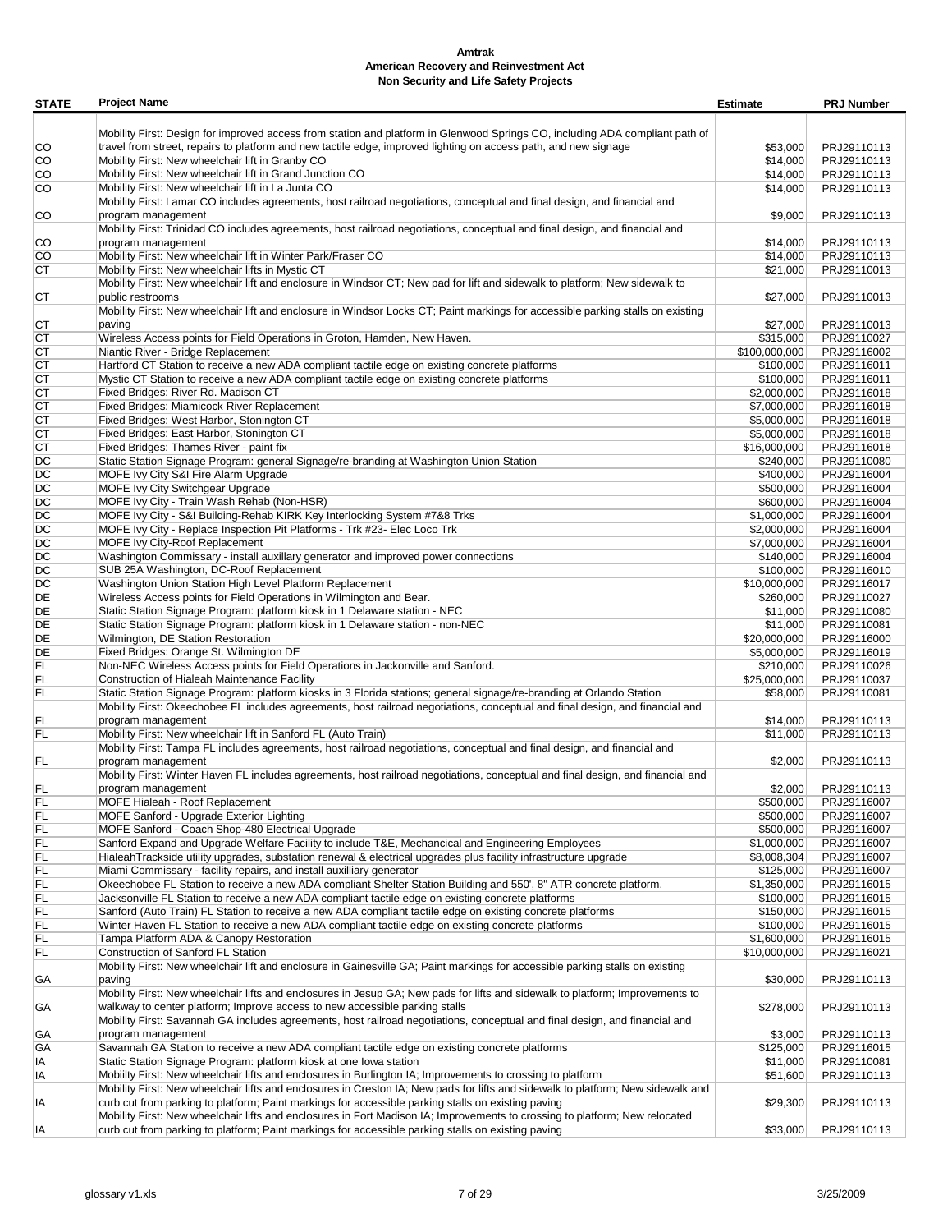**Amtrak**
**American Recovery and Reinvestment Act**
**Non Security and Life Safety Projects**

| STATE | Project Name | Estimate | PRJ Number |
|---|---|---|---|
| CO | Mobility First: Design for improved access from station and platform in Glenwood Springs CO, including ADA compliant path of travel from street, repairs to platform and new tactile edge, improved lighting on access path, and new signage | $53,000 | PRJ29110113 |
| CO | Mobility First: New wheelchair lift in Granby CO | $14,000 | PRJ29110113 |
| CO | Mobility First: New wheelchair lift in Grand Junction CO | $14,000 | PRJ29110113 |
| CO | Mobility First: New wheelchair lift in La Junta CO | $14,000 | PRJ29110113 |
| CO | Mobility First: Lamar CO includes agreements, host railroad negotiations, conceptual and final design, and financial and program management | $9,000 | PRJ29110113 |
| CO | Mobility First: Trinidad CO includes agreements, host railroad negotiations, conceptual and final design, and financial and program management | $14,000 | PRJ29110113 |
| CO | Mobility First: New wheelchair lift in Winter Park/Fraser CO | $14,000 | PRJ29110113 |
| CT | Mobility First: New wheelchair lifts in Mystic CT | $21,000 | PRJ29110013 |
| CT | Mobility First: New wheelchair lift and enclosure in Windsor CT; New pad for lift and sidewalk to platform; New sidewalk to public restrooms | $27,000 | PRJ29110013 |
| CT | Mobility First: New wheelchair lift and enclosure in Windsor Locks CT; Paint markings for accessible parking stalls on existing paving | $27,000 | PRJ29110013 |
| CT | Wireless Access points for Field Operations in Groton, Hamden, New Haven. | $315,000 | PRJ29110027 |
| CT | Niantic River - Bridge Replacement | $100,000,000 | PRJ29116002 |
| CT | Hartford CT Station to receive a new ADA compliant tactile edge on existing concrete platforms | $100,000 | PRJ29116011 |
| CT | Mystic CT Station to receive a new ADA compliant tactile edge on existing concrete platforms | $100,000 | PRJ29116011 |
| CT | Fixed Bridges: River Rd. Madison CT | $2,000,000 | PRJ29116018 |
| CT | Fixed Bridges: Miamicock River Replacement | $7,000,000 | PRJ29116018 |
| CT | Fixed Bridges: West Harbor, Stonington CT | $5,000,000 | PRJ29116018 |
| CT | Fixed Bridges: East Harbor, Stonington CT | $5,000,000 | PRJ29116018 |
| CT | Fixed Bridges: Thames River - paint fix | $16,000,000 | PRJ29116018 |
| DC | Static Station Signage Program: general Signage/re-branding at Washington Union Station | $240,000 | PRJ29110080 |
| DC | MOFE Ivy City S&I Fire Alarm Upgrade | $400,000 | PRJ29116004 |
| DC | MOFE Ivy City Switchgear Upgrade | $500,000 | PRJ29116004 |
| DC | MOFE Ivy City - Train Wash Rehab (Non-HSR) | $600,000 | PRJ29116004 |
| DC | MOFE Ivy City - S&I Building-Rehab KIRK Key Interlocking System #7&8 Trks | $1,000,000 | PRJ29116004 |
| DC | MOFE Ivy City - Replace Inspection Pit Platforms - Trk #23- Elec Loco Trk | $2,000,000 | PRJ29116004 |
| DC | MOFE Ivy City-Roof Replacement | $7,000,000 | PRJ29116004 |
| DC | Washington Commissary - install auxillary generator and improved power connections | $140,000 | PRJ29116004 |
| DC | SUB 25A Washington, DC-Roof Replacement | $100,000 | PRJ29116010 |
| DC | Washington Union Station High Level Platform Replacement | $10,000,000 | PRJ29116017 |
| DE | Wireless Access points for Field Operations in Wilmington and Bear. | $260,000 | PRJ29110027 |
| DE | Static Station Signage Program: platform kiosk in 1 Delaware station - NEC | $11,000 | PRJ29110080 |
| DE | Static Station Signage Program: platform kiosk in 1 Delaware station - non-NEC | $11,000 | PRJ29110081 |
| DE | Wilmington, DE Station Restoration | $20,000,000 | PRJ29116000 |
| DE | Fixed Bridges: Orange St. Wilmington DE | $5,000,000 | PRJ29116019 |
| FL | Non-NEC Wireless Access points for Field Operations in Jacksonville and Sanford. | $210,000 | PRJ29110026 |
| FL | Construction of Hialeah Maintenance Facility | $25,000,000 | PRJ29110037 |
| FL | Static Station Signage Program: platform kiosks in 3 Florida stations; general signage/re-branding at Orlando Station | $58,000 | PRJ29110081 |
| FL | Mobility First: Okeechobee FL includes agreements, host railroad negotiations, conceptual and final design, and financial and program management | $14,000 | PRJ29110113 |
| FL | Mobility First: New wheelchair lift in Sanford FL (Auto Train) | $11,000 | PRJ29110113 |
| FL | Mobility First: Tampa FL includes agreements, host railroad negotiations, conceptual and final design, and financial and program management | $2,000 | PRJ29110113 |
| FL | Mobility First: Winter Haven FL includes agreements, host railroad negotiations, conceptual and final design, and financial and program management | $2,000 | PRJ29110113 |
| FL | MOFE Hialeah - Roof Replacement | $500,000 | PRJ29116007 |
| FL | MOFE Sanford - Upgrade Exterior Lighting | $500,000 | PRJ29116007 |
| FL | MOFE Sanford - Coach Shop-480 Electrical Upgrade | $500,000 | PRJ29116007 |
| FL | Sanford Expand and Upgrade Welfare Facility to include T&E, Mechancical and Engineering Employees | $1,000,000 | PRJ29116007 |
| FL | HialeahTrackside utility upgrades, substation renewal & electrical upgrades plus facility infrastructure upgrade | $8,008,304 | PRJ29116007 |
| FL | Miami Commissary - facility repairs, and install auxilliary generator | $125,000 | PRJ29116007 |
| FL | Okeechobee FL Station to receive a new ADA compliant Shelter Station Building and 550', 8" ATR concrete platform. | $1,350,000 | PRJ29116015 |
| FL | Jacksonville FL Station to receive a new ADA compliant tactile edge on existing concrete platforms | $100,000 | PRJ29116015 |
| FL | Sanford (Auto Train) FL Station to receive a new ADA compliant tactile edge on existing concrete platforms | $150,000 | PRJ29116015 |
| FL | Winter Haven FL Station to receive a new ADA compliant tactile edge on existing concrete platforms | $100,000 | PRJ29116015 |
| FL | Tampa Platform ADA & Canopy Restoration | $1,600,000 | PRJ29116015 |
| FL | Construction of Sanford FL Station | $10,000,000 | PRJ29116021 |
| GA | Mobility First: New wheelchair lift and enclosure in Gainesville GA; Paint markings for accessible parking stalls on existing paving | $30,000 | PRJ29110113 |
| GA | Mobility First: New wheelchair lifts and enclosures in Jesup GA; New pads for lifts and sidewalk to platform; Improvements to walkway to center platform; Improve access to new accessible parking stalls | $278,000 | PRJ29110113 |
| GA | Mobility First: Savannah GA includes agreements, host railroad negotiations, conceptual and final design, and financial and program management | $3,000 | PRJ29110113 |
| GA | Savannah GA Station to receive a new ADA compliant tactile edge on existing concrete platforms | $125,000 | PRJ29116015 |
| IA | Static Station Signage Program: platform kiosk at one Iowa station | $11,000 | PRJ29110081 |
| IA | Mobiilty First: New wheelchair lifts and enclosures in Burlington IA; Improvements to crossing to platform | $51,600 | PRJ29110113 |
| IA | Mobility First: New wheelchair lifts and enclosures in Creston IA; New pads for lifts and sidewalk to platform; New sidewalk and curb cut from parking to platform; Paint markings for accessible parking stalls on existing paving | $29,300 | PRJ29110113 |
| IA | Mobility First: New wheelchair lifts and enclosures in Fort Madison IA; Improvements to crossing to platform; New relocated curb cut from parking to platform; Paint markings for accessible parking stalls on existing paving | $33,000 | PRJ29110113 |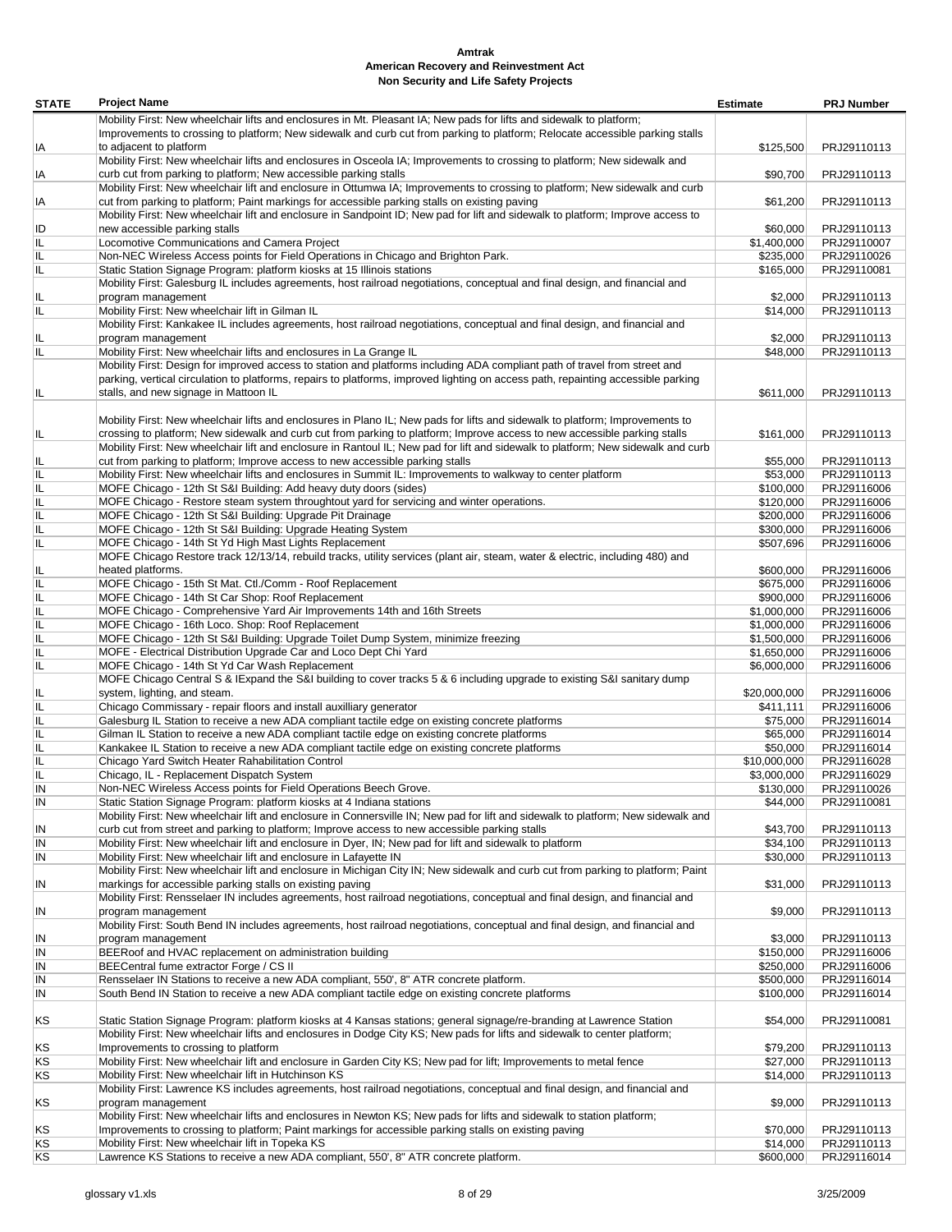# Amtrak
## American Recovery and Reinvestment Act
### Non Security and Life Safety Projects

| STATE | Project Name | Estimate | PRJ Number |
|---|---|---|---|
| IA | Mobility First: New wheelchair lifts and enclosures in Mt. Pleasant IA; New pads for lifts and sidewalk to platform; Improvements to crossing to platform; New sidewalk and curb cut from parking to platform; Relocate accessible parking stalls to adjacent to platform | $125,500 | PRJ29110113 |
| IA | Mobility First: New wheelchair lifts and enclosures in Osceola IA; Improvements to crossing to platform; New sidewalk and curb cut from parking to platform; New accessible parking stalls | $90,700 | PRJ29110113 |
| IA | Mobility First: New wheelchair lift and enclosure in Ottumwa IA; Improvements to crossing to platform; New sidewalk and curb cut from parking to platform; Paint markings for accessible parking stalls on existing paving | $61,200 | PRJ29110113 |
| ID | Mobility First: New wheelchair lift and enclosure in Sandpoint ID; New pad for lift and sidewalk to platform; Improve access to new accessible parking stalls | $60,000 | PRJ29110113 |
| IL | Locomotive Communications and Camera Project | $1,400,000 | PRJ29110007 |
| IL | Non-NEC Wireless Access points for Field Operations in Chicago and Brighton Park. | $235,000 | PRJ29110026 |
| IL | Static Station Signage Program: platform kiosks at 15 Illinois stations | $165,000 | PRJ29110081 |
| IL | Mobility First: Galesburg IL includes agreements, host railroad negotiations, conceptual and final design, and financial and program management | $2,000 | PRJ29110113 |
| IL | Mobility First: New wheelchair lift in Gilman IL | $14,000 | PRJ29110113 |
| IL | Mobility First: Kankakee IL includes agreements, host railroad negotiations, conceptual and final design, and financial and program management | $2,000 | PRJ29110113 |
| IL | Mobility First: New wheelchair lifts and enclosures in La Grange IL | $48,000 | PRJ29110113 |
| IL | Mobility First: Design for improved access to station and platforms including ADA compliant path of travel from street and parking, vertical circulation to platforms, repairs to platforms, improved lighting on access path, repainting accessible parking stalls, and new signage in Mattoon IL | $611,000 | PRJ29110113 |
| IL | Mobility First: New wheelchair lifts and enclosures in Plano IL; New pads for lifts and sidewalk to platform; Improvements to crossing to platform; New sidewalk and curb cut from parking to platform; Improve access to new accessible parking stalls | $161,000 | PRJ29110113 |
| IL | Mobility First: New wheelchair lift and enclosure in Rantoul IL; New pad for lift and sidewalk to platform; New sidewalk and curb cut from parking to platform; Improve access to new accessible parking stalls | $55,000 | PRJ29110113 |
| IL | Mobility First: New wheelchair lifts and enclosures in Summit IL: Improvements to walkway to center platform | $53,000 | PRJ29110113 |
| IL | MOFE Chicago - 12th St S&I Building: Add heavy duty doors (sides) | $100,000 | PRJ29116006 |
| IL | MOFE Chicago - Restore steam system throughtout yard for servicing and winter operations. | $120,000 | PRJ29116006 |
| IL | MOFE Chicago - 12th St S&I Building: Upgrade Pit Drainage | $200,000 | PRJ29116006 |
| IL | MOFE Chicago - 12th St S&I Building: Upgrade Heating System | $300,000 | PRJ29116006 |
| IL | MOFE Chicago - 14th St Yd High Mast Lights Replacement | $507,696 | PRJ29116006 |
| IL | MOFE Chicago Restore track 12/13/14, rebuild tracks, utility services (plant air, steam, water & electric, including 480) and heated platforms. | $600,000 | PRJ29116006 |
| IL | MOFE Chicago - 15th St Mat. Ctl./Comm - Roof Replacement | $675,000 | PRJ29116006 |
| IL | MOFE Chicago - 14th St Car Shop: Roof Replacement | $900,000 | PRJ29116006 |
| IL | MOFE Chicago - Comprehensive Yard Air Improvements 14th and 16th Streets | $1,000,000 | PRJ29116006 |
| IL | MOFE Chicago - 16th Loco. Shop: Roof Replacement | $1,000,000 | PRJ29116006 |
| IL | MOFE Chicago - 12th St S&I Building: Upgrade Toilet Dump System, minimize freezing | $1,500,000 | PRJ29116006 |
| IL | MOFE - Electrical Distribution Upgrade Car and Loco Dept Chi Yard | $1,650,000 | PRJ29116006 |
| IL | MOFE Chicago - 14th St Yd Car Wash Replacement | $6,000,000 | PRJ29116006 |
| IL | MOFE Chicago Central S & IExpand the S&I building to cover tracks 5 & 6 including upgrade to existing S&I sanitary dump system, lighting, and steam. | $20,000,000 | PRJ29116006 |
| IL | Chicago Commissary - repair floors and install auxilliary generator | $411,111 | PRJ29116006 |
| IL | Galesburg IL Station to receive a new ADA compliant tactile edge on existing concrete platforms | $75,000 | PRJ29116014 |
| IL | Gilman IL Station to receive a new ADA compliant tactile edge on existing concrete platforms | $65,000 | PRJ29116014 |
| IL | Kankakee IL Station to receive a new ADA compliant tactile edge on existing concrete platforms | $50,000 | PRJ29116014 |
| IL | Chicago Yard Switch Heater Rahabilitation Control | $10,000,000 | PRJ29116028 |
| IL | Chicago, IL - Replacement Dispatch System | $3,000,000 | PRJ29116029 |
| IN | Non-NEC Wireless Access points for Field Operations Beech Grove. | $130,000 | PRJ29110026 |
| IN | Static Station Signage Program: platform kiosks at 4 Indiana stations | $44,000 | PRJ29110081 |
| IN | Mobility First: New wheelchair lift and enclosure in Connersville IN; New pad for lift and sidewalk to platform; New sidewalk and curb cut from street and parking to platform; Improve access to new accessible parking stalls | $43,700 | PRJ29110113 |
| IN | Mobility First: New wheelchair lift and enclosure in Dyer, IN; New pad for lift and sidewalk to platform | $34,100 | PRJ29110113 |
| IN | Mobility First: New wheelchair lift and enclosure in Lafayette IN | $30,000 | PRJ29110113 |
| IN | Mobility First: New wheelchair lift and enclosure in Michigan City IN; New sidewalk and curb cut from parking to platform; Paint markings for accessible parking stalls on existing paving | $31,000 | PRJ29110113 |
| IN | Mobility First: Rensselaer IN includes agreements, host railroad negotiations, conceptual and final design, and financial and program management | $9,000 | PRJ29110113 |
| IN | Mobility First: South Bend IN includes agreements, host railroad negotiations, conceptual and final design, and financial and program management | $3,000 | PRJ29110113 |
| IN | BEERoof and HVAC replacement on administration building | $150,000 | PRJ29116006 |
| IN | BEECentral fume extractor Forge / CS II | $250,000 | PRJ29116006 |
| IN | Rensselaer IN Stations to receive a new ADA compliant, 550', 8" ATR concrete platform. | $500,000 | PRJ29116014 |
| IN | South Bend IN Station to receive a new ADA compliant tactile edge on existing concrete platforms | $100,000 | PRJ29116014 |
| KS | Static Station Signage Program: platform kiosks at 4 Kansas stations; general signage/re-branding at Lawrence Station | $54,000 | PRJ29110081 |
| KS | Mobility First: New wheelchair lifts and enclosures in Dodge City KS; New pads for lifts and sidewalk to center platform; Improvements to crossing to platform | $79,200 | PRJ29110113 |
| KS | Mobility First: New wheelchair lift and enclosure in Garden City KS; New pad for lift; Improvements to metal fence | $27,000 | PRJ29110113 |
| KS | Mobility First: New wheelchair lift in Hutchinson KS | $14,000 | PRJ29110113 |
| KS | Mobility First: Lawrence KS includes agreements, host railroad negotiations, conceptual and final design, and financial and program management | $9,000 | PRJ29110113 |
| KS | Mobility First: New wheelchair lifts and enclosures in Newton KS; New pads for lifts and sidewalk to station platform; Improvements to crossing to platform; Paint markings for accessible parking stalls on existing paving | $70,000 | PRJ29110113 |
| KS | Mobility First: New wheelchair lift in Topeka KS | $14,000 | PRJ29110113 |
| KS | Lawrence KS Stations to receive a new ADA compliant, 550', 8" ATR concrete platform. | $600,000 | PRJ29116014 |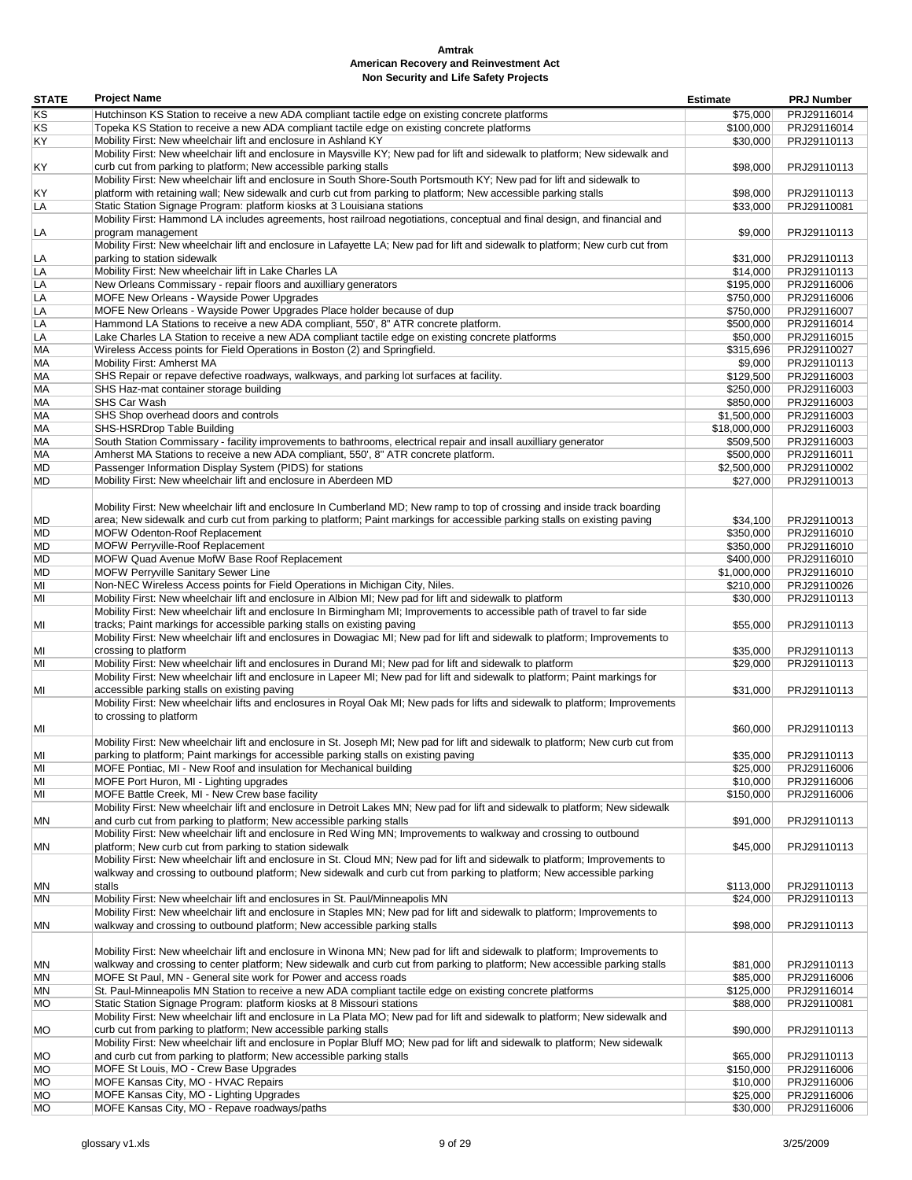**Amtrak**
**American Recovery and Reinvestment Act**
**Non Security and Life Safety Projects**

| STATE | Project Name | Estimate | PRJ Number |
|---|---|---|---|
| KS | Hutchinson KS Station to receive a new ADA compliant tactile edge on existing concrete platforms | $75,000 | PRJ29116014 |
| KS | Topeka KS Station to receive a new ADA compliant tactile edge on existing concrete platforms | $100,000 | PRJ29116014 |
| KY | Mobility First: New wheelchair lift and enclosure in Ashland KY | $30,000 | PRJ29110113 |
| KY | Mobility First: New wheelchair lift and enclosure in Maysville KY; New pad for lift and sidewalk to platform; New sidewalk and curb cut from parking to platform; New accessible parking stalls | $98,000 | PRJ29110113 |
| KY | Mobility First: New wheelchair lift and enclosure in South Shore-South Portsmouth KY; New pad for lift and sidewalk to platform with retaining wall; New sidewalk and curb cut from parking to platform; New accessible parking stalls | $98,000 | PRJ29110113 |
| LA | Static Station Signage Program: platform kiosks at 3 Louisiana stations | $33,000 | PRJ29110081 |
| LA | Mobility First: Hammond LA includes agreements, host railroad negotiations, conceptual and final design, and financial and program management | $9,000 | PRJ29110113 |
| LA | Mobility First: New wheelchair lift and enclosure in Lafayette LA; New pad for lift and sidewalk to platform; New curb cut from parking to station sidewalk | $31,000 | PRJ29110113 |
| LA | Mobility First: New wheelchair lift in Lake Charles LA | $14,000 | PRJ29110113 |
| LA | New Orleans Commissary - repair floors and auxilliary generators | $195,000 | PRJ29116006 |
| LA | MOFE New Orleans - Wayside Power Upgrades | $750,000 | PRJ29116006 |
| LA | MOFE New Orleans - Wayside Power Upgrades Place holder because of dup | $750,000 | PRJ29116007 |
| LA | Hammond LA Stations to receive a new ADA compliant, 550', 8" ATR concrete platform. | $500,000 | PRJ29116014 |
| LA | Lake Charles LA Station to receive a new ADA compliant tactile edge on existing concrete platforms | $50,000 | PRJ29116015 |
| MA | Wireless Access points for Field Operations in Boston (2) and Springfield. | $315,696 | PRJ29110027 |
| MA | Mobility First: Amherst MA | $9,000 | PRJ29110113 |
| MA | SHS Repair or repave defective roadways, walkways, and parking lot surfaces at facility. | $129,500 | PRJ29116003 |
| MA | SHS Haz-mat container storage building | $250,000 | PRJ29116003 |
| MA | SHS Car Wash | $850,000 | PRJ29116003 |
| MA | SHS Shop overhead doors and controls | $1,500,000 | PRJ29116003 |
| MA | SHS-HSRDrop Table Building | $18,000,000 | PRJ29116003 |
| MA | South Station Commissary - facility improvements to bathrooms, electrical repair and insall auxilliary generator | $509,500 | PRJ29116003 |
| MA | Amherst MA Stations to receive a new ADA compliant, 550', 8" ATR concrete platform. | $500,000 | PRJ29116011 |
| MD | Passenger Information Display System (PIDS) for stations | $2,500,000 | PRJ29110002 |
| MD | Mobility First: New wheelchair lift and enclosure in Aberdeen MD | $27,000 | PRJ29110013 |
| MD | Mobility First: New wheelchair lift and enclosure In Cumberland MD; New ramp to top of crossing and inside track boarding area; New sidewalk and curb cut from parking to platform; Paint markings for accessible parking stalls on existing paving | $34,100 | PRJ29110013 |
| MD | MOFW Odenton-Roof Replacement | $350,000 | PRJ29116010 |
| MD | MOFW Perryville-Roof Replacement | $350,000 | PRJ29116010 |
| MD | MOFW Quad Avenue MofW Base Roof Replacement | $400,000 | PRJ29116010 |
| MD | MOFW Perryville Sanitary Sewer Line | $1,000,000 | PRJ29116010 |
| MI | Non-NEC Wireless Access points for Field Operations in Michigan City, Niles. | $210,000 | PRJ29110026 |
| MI | Mobility First: New wheelchair lift and enclosure in Albion MI; New pad for lift and sidewalk to platform | $30,000 | PRJ29110113 |
| MI | Mobility First: New wheelchair lift and enclosure In Birmingham MI; Improvements to accessible path of travel to far side tracks; Paint markings for accessible parking stalls on existing paving | $55,000 | PRJ29110113 |
| MI | Mobility First: New wheelchair lift and enclosures in Dowagiac MI; New pad for lift and sidewalk to platform; Improvements to crossing to platform | $35,000 | PRJ29110113 |
| MI | Mobility First: New wheelchair lift and enclosures in Durand MI; New pad for lift and sidewalk to platform | $29,000 | PRJ29110113 |
| MI | Mobility First: New wheelchair lift and enclosure in Lapeer MI; New pad for lift and sidewalk to platform; Paint markings for accessible parking stalls on existing paving | $31,000 | PRJ29110113 |
| MI | Mobility First: New wheelchair lifts and enclosures in Royal Oak MI; New pads for lifts and sidewalk to platform; Improvements to crossing to platform | $60,000 | PRJ29110113 |
| MI | Mobility First: New wheelchair lift and enclosure in St. Joseph MI; New pad for lift and sidewalk to platform; New curb cut from parking to platform; Paint markings for accessible parking stalls on existing paving | $35,000 | PRJ29110113 |
| MI | MOFE Pontiac, MI - New Roof and insulation for Mechanical building | $25,000 | PRJ29116006 |
| MI | MOFE Port Huron, MI - Lighting upgrades | $10,000 | PRJ29116006 |
| MI | MOFE Battle Creek, MI - New Crew base facility | $150,000 | PRJ29116006 |
| MN | Mobility First: New wheelchair lift and enclosure in Detroit Lakes MN; New pad for lift and sidewalk to platform; New sidewalk and curb cut from parking to platform; New accessible parking stalls | $91,000 | PRJ29110113 |
| MN | Mobility First: New wheelchair lift and enclosure in Red Wing MN; Improvements to walkway and crossing to outbound platform; New curb cut from parking to station sidewalk | $45,000 | PRJ29110113 |
| MN | Mobility First: New wheelchair lift and enclosure in St. Cloud MN; New pad for lift and sidewalk to platform; Improvements to walkway and crossing to outbound platform; New sidewalk and curb cut from parking to platform; New accessible parking stalls | $113,000 | PRJ29110113 |
| MN | Mobility First: New wheelchair lift and enclosures in St. Paul/Minneapolis MN | $24,000 | PRJ29110113 |
| MN | Mobility First: New wheelchair lift and enclosure in Staples MN; New pad for lift and sidewalk to platform; Improvements to walkway and crossing to outbound platform; New accessible parking stalls | $98,000 | PRJ29110113 |
| MN | Mobility First: New wheelchair lift and enclosure in Winona MN; New pad for lift and sidewalk to platform; Improvements to walkway and crossing to center platform; New sidewalk and curb cut from parking to platform; New accessible parking stalls | $81,000 | PRJ29110113 |
| MN | MOFE St Paul, MN - General site work for Power and access roads | $85,000 | PRJ29116006 |
| MN | St. Paul-Minneapolis MN Station to receive a new ADA compliant tactile edge on existing concrete platforms | $125,000 | PRJ29116014 |
| MO | Static Station Signage Program: platform kiosks at 8 Missouri stations | $88,000 | PRJ29110081 |
| MO | Mobility First: New wheelchair lift and enclosure in La Plata MO; New pad for lift and sidewalk to platform; New sidewalk and curb cut from parking to platform; New accessible parking stalls | $90,000 | PRJ29110113 |
| MO | Mobility First: New wheelchair lift and enclosure in Poplar Bluff MO; New pad for lift and sidewalk to platform; New sidewalk and curb cut from parking to platform; New accessible parking stalls | $65,000 | PRJ29110113 |
| MO | MOFE St Louis, MO - Crew Base Upgrades | $150,000 | PRJ29116006 |
| MO | MOFE Kansas City, MO - HVAC Repairs | $10,000 | PRJ29116006 |
| MO | MOFE Kansas City, MO - Lighting Upgrades | $25,000 | PRJ29116006 |
| MO | MOFE Kansas City, MO - Repave roadways/paths | $30,000 | PRJ29116006 |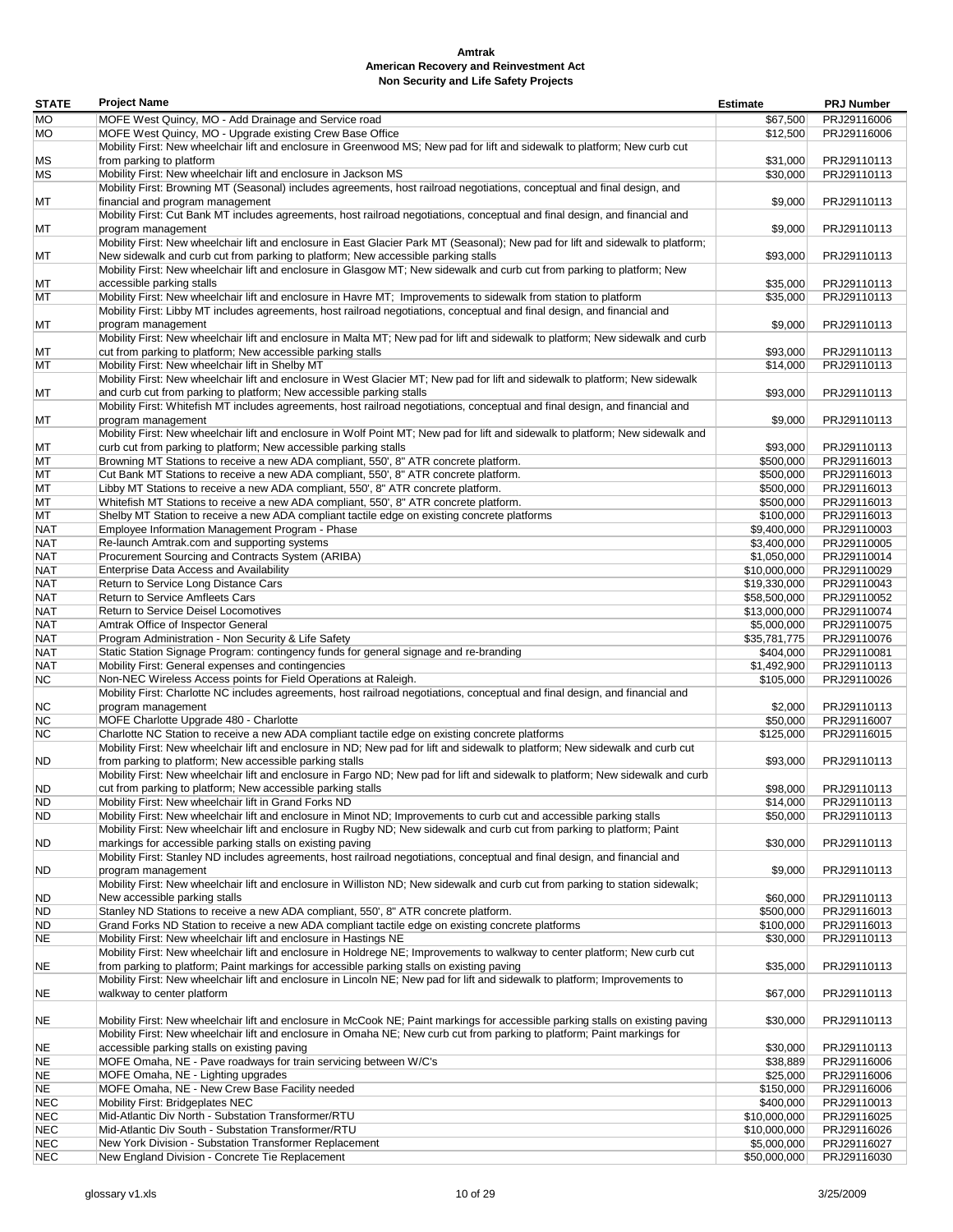**Amtrak**
**American Recovery and Reinvestment Act**
**Non Security and Life Safety Projects**

| STATE | Project Name | Estimate | PRJ Number |
|---|---|---|---|
| MO | MOFE West Quincy, MO - Add Drainage and Service road | $67,500 | PRJ29116006 |
| MO | MOFE West Quincy, MO - Upgrade existing Crew Base Office | $12,500 | PRJ29116006 |
| MS | Mobility First: New wheelchair lift and enclosure in Greenwood MS; New pad for lift and sidewalk to platform; New curb cut from parking to platform | $31,000 | PRJ29110113 |
| MS | Mobility First: New wheelchair lift and enclosure in Jackson MS | $30,000 | PRJ29110113 |
| MT | Mobility First: Browning MT (Seasonal) includes agreements, host railroad negotiations, conceptual and final design, and financial and program management | $9,000 | PRJ29110113 |
| MT | Mobility First: Cut Bank MT includes agreements, host railroad negotiations, conceptual and final design, and financial and program management | $9,000 | PRJ29110113 |
| MT | Mobility First: New wheelchair lift and enclosure in East Glacier Park MT (Seasonal); New pad for lift and sidewalk to platform; New sidewalk and curb cut from parking to platform; New accessible parking stalls | $93,000 | PRJ29110113 |
| MT | Mobility First: New wheelchair lift and enclosure in Glasgow MT; New sidewalk and curb cut from parking to platform; New accessible parking stalls | $35,000 | PRJ29110113 |
| MT | Mobility First: New wheelchair lift and enclosure in Havre MT; Improvements to sidewalk from station to platform | $35,000 | PRJ29110113 |
| MT | Mobility First: Libby MT includes agreements, host railroad negotiations, conceptual and final design, and financial and program management | $9,000 | PRJ29110113 |
| MT | Mobility First: New wheelchair lift and enclosure in Malta MT; New pad for lift and sidewalk to platform; New sidewalk and curb cut from parking to platform; New accessible parking stalls | $93,000 | PRJ29110113 |
| MT | Mobility First: New wheelchair lift in Shelby MT | $14,000 | PRJ29110113 |
| MT | Mobility First: New wheelchair lift and enclosure in West Glacier MT; New pad for lift and sidewalk to platform; New sidewalk and curb cut from parking to platform; New accessible parking stalls | $93,000 | PRJ29110113 |
| MT | Mobility First: Whitefish MT includes agreements, host railroad negotiations, conceptual and final design, and financial and program management | $9,000 | PRJ29110113 |
| MT | Mobility First: New wheelchair lift and enclosure in Wolf Point MT; New pad for lift and sidewalk to platform; New sidewalk and curb cut from parking to platform; New accessible parking stalls | $93,000 | PRJ29110113 |
| MT | Browning MT Stations to receive a new ADA compliant, 550', 8" ATR concrete platform. | $500,000 | PRJ29116013 |
| MT | Cut Bank MT Stations to receive a new ADA compliant, 550', 8" ATR concrete platform. | $500,000 | PRJ29116013 |
| MT | Libby MT Stations to receive a new ADA compliant, 550', 8" ATR concrete platform. | $500,000 | PRJ29116013 |
| MT | Whitefish MT Stations to receive a new ADA compliant, 550', 8" ATR concrete platform. | $500,000 | PRJ29116013 |
| MT | Shelby MT Station to receive a new ADA compliant tactile edge on existing concrete platforms | $100,000 | PRJ29116013 |
| NAT | Employee Information Management Program - Phase | $9,400,000 | PRJ29110003 |
| NAT | Re-launch Amtrak.com and supporting systems | $3,400,000 | PRJ29110005 |
| NAT | Procurement Sourcing and Contracts System (ARIBA) | $1,050,000 | PRJ29110014 |
| NAT | Enterprise Data Access and Availability | $10,000,000 | PRJ29110029 |
| NAT | Return to Service Long Distance Cars | $19,330,000 | PRJ29110043 |
| NAT | Return to Service Amfleets Cars | $58,500,000 | PRJ29110052 |
| NAT | Return to Service Deisel Locomotives | $13,000,000 | PRJ29110074 |
| NAT | Amtrak Office of Inspector General | $5,000,000 | PRJ29110075 |
| NAT | Program Administration - Non Security & Life Safety | $35,781,775 | PRJ29110076 |
| NAT | Static Station Signage Program: contingency funds for general signage and re-branding | $404,000 | PRJ29110081 |
| NAT | Mobility First: General expenses and contingencies | $1,492,900 | PRJ29110113 |
| NC | Non-NEC Wireless Access points for Field Operations at Raleigh. | $105,000 | PRJ29110026 |
| NC | Mobility First: Charlotte NC includes agreements, host railroad negotiations, conceptual and final design, and financial and program management | $2,000 | PRJ29110113 |
| NC | MOFE Charlotte Upgrade 480 - Charlotte | $50,000 | PRJ29116007 |
| NC | Charlotte NC Station to receive a new ADA compliant tactile edge on existing concrete platforms | $125,000 | PRJ29116015 |
| ND | Mobility First: New wheelchair lift and enclosure in ND; New pad for lift and sidewalk to platform; New sidewalk and curb cut from parking to platform; New accessible parking stalls | $93,000 | PRJ29110113 |
| ND | Mobility First: New wheelchair lift and enclosure in Fargo ND; New pad for lift and sidewalk to platform; New sidewalk and curb cut from parking to platform; New accessible parking stalls | $98,000 | PRJ29110113 |
| ND | Mobility First: New wheelchair lift in Grand Forks ND | $14,000 | PRJ29110113 |
| ND | Mobility First: New wheelchair lift and enclosure in Minot ND; Improvements to curb cut and accessible parking stalls | $50,000 | PRJ29110113 |
| ND | Mobility First: New wheelchair lift and enclosure in Rugby ND; New sidewalk and curb cut from parking to platform; Paint markings for accessible parking stalls on existing paving | $30,000 | PRJ29110113 |
| ND | Mobility First: Stanley ND includes agreements, host railroad negotiations, conceptual and final design, and financial and program management | $9,000 | PRJ29110113 |
| ND | Mobility First: New wheelchair lift and enclosure in Williston ND; New sidewalk and curb cut from parking to station sidewalk; New accessible parking stalls | $60,000 | PRJ29110113 |
| ND | Stanley ND Stations to receive a new ADA compliant, 550', 8" ATR concrete platform. | $500,000 | PRJ29116013 |
| ND | Grand Forks ND Station to receive a new ADA compliant tactile edge on existing concrete platforms | $100,000 | PRJ29116013 |
| NE | Mobility First: New wheelchair lift and enclosure in Hastings NE | $30,000 | PRJ29110113 |
| NE | Mobility First: New wheelchair lift and enclosure in Holdrege NE; Improvements to walkway to center platform; New curb cut from parking to platform; Paint markings for accessible parking stalls on existing paving | $35,000 | PRJ29110113 |
| NE | Mobility First: New wheelchair lift and enclosure in Lincoln NE; New pad for lift and sidewalk to platform; Improvements to walkway to center platform | $67,000 | PRJ29110113 |
| NE | Mobility First: New wheelchair lift and enclosure in McCook NE; Paint markings for accessible parking stalls on existing paving | $30,000 | PRJ29110113 |
| NE | Mobility First: New wheelchair lift and enclosure in Omaha NE; New curb cut from parking to platform; Paint markings for accessible parking stalls on existing paving | $30,000 | PRJ29110113 |
| NE | MOFE Omaha, NE - Pave roadways for train servicing between W/C's | $38,889 | PRJ29116006 |
| NE | MOFE Omaha, NE - Lighting upgrades | $25,000 | PRJ29116006 |
| NE | MOFE Omaha, NE - New Crew Base Facility needed | $150,000 | PRJ29116006 |
| NEC | Mobility First: Bridgeplates NEC | $400,000 | PRJ29110013 |
| NEC | Mid-Atlantic Div North - Substation Transformer/RTU | $10,000,000 | PRJ29116025 |
| NEC | Mid-Atlantic Div South - Substation Transformer/RTU | $10,000,000 | PRJ29116026 |
| NEC | New York Division - Substation Transformer Replacement | $5,000,000 | PRJ29116027 |
| NEC | New England Division - Concrete Tie Replacement | $50,000,000 | PRJ29116030 |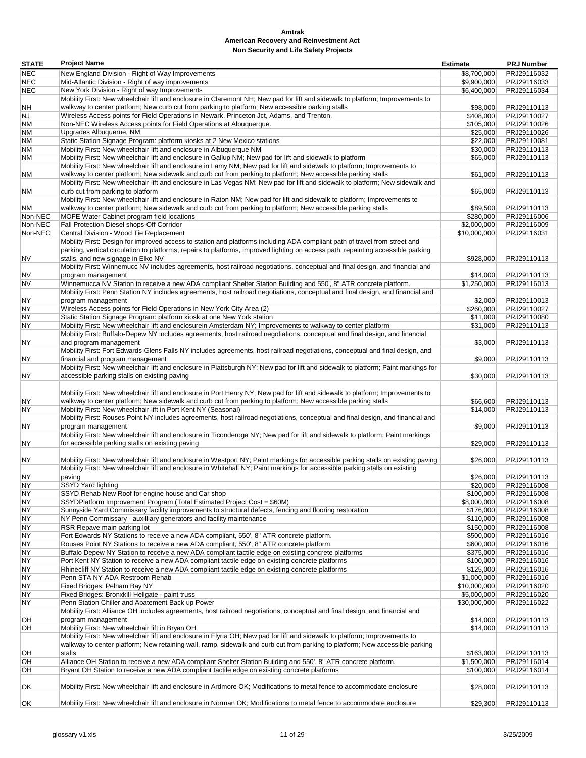**Amtrak**
**American Recovery and Reinvestment Act**
**Non Security and Life Safety Projects**

| STATE | Project Name | Estimate | PRJ Number |
|---|---|---|---|
| NEC | New England Division - Right of Way Improvements | $8,700,000 | PRJ29116032 |
| NEC | Mid-Atlantic Division - Right of way improvements | $9,900,000 | PRJ29116033 |
| NEC | New York Division - Right of way Improvements | $6,400,000 | PRJ29116034 |
| NH | Mobility First: New wheelchair lift and enclosure in Claremont NH; New pad for lift and sidewalk to platform; Improvements to walkway to center platform; New curb cut from parking to platform; New accessible parking stalls | $98,000 | PRJ29110113 |
| NJ | Wireless Access points for Field Operations in Newark, Princeton Jct, Adams, and Trenton. | $408,000 | PRJ29110027 |
| NM | Non-NEC Wireless Access points for Field Operations at Albuquerque. | $105,000 | PRJ29110026 |
| NM | Upgrades Albuquerue, NM | $25,000 | PRJ29110026 |
| NM | Static Station Signage Program: platform kiosks at 2 New Mexico stations | $22,000 | PRJ29110081 |
| NM | Mobility First: New wheelchair lift and enclosure in Albuquerque NM | $30,000 | PRJ29110113 |
| NM | Mobility First: New wheelchair lift and enclosure in Gallup NM; New pad for lift and sidewalk to platform | $65,000 | PRJ29110113 |
| NM | Mobility First: New wheelchair lift and enclosure in Lamy NM; New pad for lift and sidewalk to platform; Improvements to walkway to center platform; New sidewalk and curb cut from parking to platform; New accessible parking stalls | $61,000 | PRJ29110113 |
| NM | Mobility First: New wheelchair lift and enclosure in Las Vegas NM; New pad for lift and sidewalk to platform; New sidewalk and curb cut from parking to platform | $65,000 | PRJ29110113 |
| NM | Mobility First: New wheelchair lift and enclosure in Raton NM; New pad for lift and sidewalk to platform; Improvements to walkway to center platform; New sidewalk and curb cut from parking to platform; New accessible parking stalls | $89,500 | PRJ29110113 |
| Non-NEC | MOFE Water Cabinet program field locations | $280,000 | PRJ29116006 |
| Non-NEC | Fall Protection Diesel shops-Off Corridor | $2,000,000 | PRJ29116009 |
| Non-NEC | Central Division - Wood Tie Replacement | $10,000,000 | PRJ29116031 |
| NV | Mobility First: Design for improved access to station and platforms including ADA compliant path of travel from street and parking, vertical circulation to platforms, repairs to platforms, improved lighting on access path, repainting accessible parking stalls, and new signage in Elko NV | $928,000 | PRJ29110113 |
| NV | Mobility First: Winnemucc NV includes agreements, host railroad negotiations, conceptual and final design, and financial and program management | $14,000 | PRJ29110113 |
| NV | Winnemucca NV Station to receive a new ADA compliant Shelter Station Building and 550', 8" ATR concrete platform. | $1,250,000 | PRJ29116013 |
| NY | Mobility First: Penn Station NY includes agreements, host railroad negotiations, conceptual and final design, and financial and program management | $2,000 | PRJ29110013 |
| NY | Wireless Access points for Field Operations in New York City Area (2) | $260,000 | PRJ29110027 |
| NY | Static Station Signage Program: platform kiosk at one New York station | $11,000 | PRJ29110080 |
| NY | Mobility First: New wheelchair lift and enclosurein Amsterdam NY; Improvements to walkway to center platform | $31,000 | PRJ29110113 |
| NY | Mobility First: Buffalo-Depew NY includes agreements, host railroad negotiations, conceptual and final design, and financial and program management | $3,000 | PRJ29110113 |
| NY | Mobility First: Fort Edwards-Glens Falls NY includes agreements, host railroad negotiations, conceptual and final design, and financial and program management | $9,000 | PRJ29110113 |
| NY | Mobility First: New wheelchair lift and enclosure in Plattsburgh NY; New pad for lift and sidewalk to platform; Paint markings for accessible parking stalls on existing paving | $30,000 | PRJ29110113 |
| NY | Mobility First: New wheelchair lift and enclosure in Port Henry NY; New pad for lift and sidewalk to platform; Improvements to walkway to center platform; New sidewalk and curb cut from parking to platform; New accessible parking stalls | $66,600 | PRJ29110113 |
| NY | Mobility First: New wheelchair lift in Port Kent NY (Seasonal) | $14,000 | PRJ29110113 |
| NY | Mobility First: Rouses Point NY includes agreements, host railroad negotiations, conceptual and final design, and financial and program management | $9,000 | PRJ29110113 |
| NY | Mobility First: New wheelchair lift and enclosure in Ticonderoga NY; New pad for lift and sidewalk to platform; Paint markings for accessible parking stalls on existing paving | $29,000 | PRJ29110113 |
| NY | Mobility First: New wheelchair lift and enclosure in Westport NY; Paint markings for accessible parking stalls on existing paving | $26,000 | PRJ29110113 |
| NY | Mobility First: New wheelchair lift and enclosure in Whitehall NY; Paint markings for accessible parking stalls on existing paving | $26,000 | PRJ29110113 |
| NY | SSYD Yard lighting | $20,000 | PRJ29116008 |
| NY | SSYD Rehab New Roof for engine house and Car shop | $100,000 | PRJ29116008 |
| NY | SSYDPlatform Improvement Program (Total Estimated Project Cost = $60M) | $8,000,000 | PRJ29116008 |
| NY | Sunnyside Yard Commissary facility improvements to structural defects, fencing and flooring restoration | $176,000 | PRJ29116008 |
| NY | NY Penn Commissary - auxilliary generators and facility maintenance | $110,000 | PRJ29116008 |
| NY | RSR Repave main parking lot | $150,000 | PRJ29116008 |
| NY | Fort Edwards NY Stations to receive a new ADA compliant, 550', 8" ATR concrete platform. | $500,000 | PRJ29116016 |
| NY | Rouses Point NY Stations to receive a new ADA compliant, 550', 8" ATR concrete platform. | $600,000 | PRJ29116016 |
| NY | Buffalo Depew NY Station to receive a new ADA compliant tactile edge on existing concrete platforms | $375,000 | PRJ29116016 |
| NY | Port Kent NY Station to receive a new ADA compliant tactile edge on existing concrete platforms | $100,000 | PRJ29116016 |
| NY | Rhinecliff NY Station to receive a new ADA compliant tactile edge on existing concrete platforms | $125,000 | PRJ29116016 |
| NY | Penn STA NY-ADA Restroom Rehab | $1,000,000 | PRJ29116016 |
| NY | Fixed Bridges: Pelham Bay NY | $10,000,000 | PRJ29116020 |
| NY | Fixed Bridges: Bronxkill-Hellgate - paint truss | $5,000,000 | PRJ29116020 |
| NY | Penn Station Chiller and Abatement Back up Power | $30,000,000 | PRJ29116022 |
| OH | Mobility First: Alliance OH includes agreements, host railroad negotiations, conceptual and final design, and financial and program management | $14,000 | PRJ29110113 |
| OH | Mobility First: New wheelchair lift in Bryan OH | $14,000 | PRJ29110113 |
| OH | Mobility First: New wheelchair lift and enclosure in Elyria OH; New pad for lift and sidewalk to platform; Improvements to walkway to center platform; New retaining wall, ramp, sidewalk and curb cut from parking to platform; New accessible parking stalls | $163,000 | PRJ29110113 |
| OH | Alliance OH Station to receive a new ADA compliant Shelter Station Building and 550', 8" ATR concrete platform. | $1,500,000 | PRJ29116014 |
| OH | Bryant OH Station to receive a new ADA compliant tactile edge on existing concrete platforms | $100,000 | PRJ29116014 |
| OK | Mobility First: New wheelchair lift and enclosure in Ardmore OK; Modifications to metal fence to accommodate enclosure | $28,000 | PRJ29110113 |
| OK | Mobility First: New wheelchair lift and enclosure in Norman OK; Modifications to metal fence to accommodate enclosure | $29,300 | PRJ29110113 |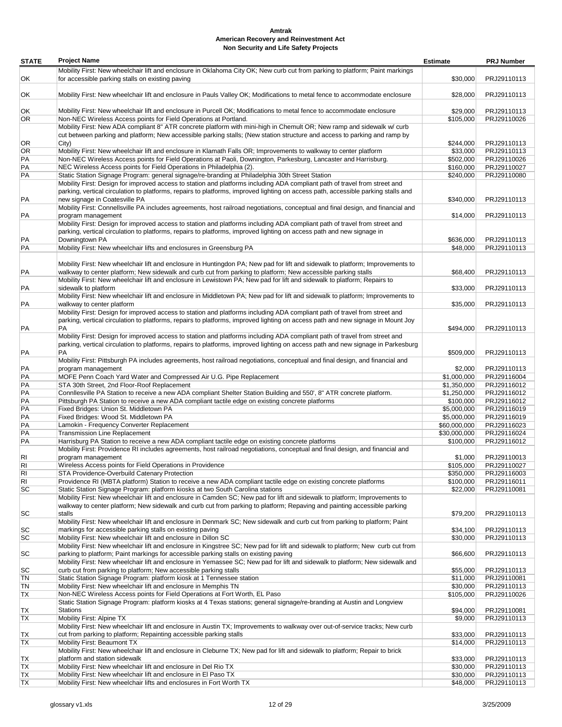**Amtrak**
**American Recovery and Reinvestment Act**
**Non Security and Life Safety Projects**

| STATE | Project Name | Estimate | PRJ Number |
|---|---|---|---|
| OK | Mobility First: New wheelchair lift and enclosure in Oklahoma City OK; New curb cut from parking to platform; Paint markings for accessible parking stalls on existing paving | $30,000 | PRJ29110113 |
| OK | Mobility First: New wheelchair lift and enclosure in Pauls Valley OK; Modifications to metal fence to accommodate enclosure | $28,000 | PRJ29110113 |
| OK | Mobility First: New wheelchair lift and enclosure in Purcell OK; Modifications to metal fence to accommodate enclosure | $29,000 | PRJ29110113 |
| OR | Non-NEC Wireless Access points for Field Operations at Portland. | $105,000 | PRJ29110026 |
| OR | Mobility First: New ADA compliant 8" ATR concrete platform with mini-high in Chemult OR; New ramp and sidewalk w/ curb cut between parking and platform; New accessible parking stalls; (New station structure and access to parking and ramp by City) | $244,000 | PRJ29110113 |
| OR | Mobility First: New wheelchair lift and enclosure in Klamath Falls OR; Improvements to walkway to center platform | $33,000 | PRJ29110113 |
| PA | Non-NEC Wireless Access points for Field Operations at Paoli, Downington, Parkesburg, Lancaster and Harrisburg. | $502,000 | PRJ29110026 |
| PA | NEC Wireless Access points for Field Operations in Philadelphia (2). | $160,000 | PRJ29110027 |
| PA | Static Station Signage Program: general signage/re-branding at Philadelphia 30th Street Station | $240,000 | PRJ29110080 |
| PA | Mobility First: Design for improved access to station and platforms including ADA compliant path of travel from street and parking, vertical circulation to platforms, repairs to platforms, improved lighting on access path, accessible parking stalls and new signage in Coatesville PA | $340,000 | PRJ29110113 |
| PA | Mobility First: Connellsville PA includes agreements, host railroad negotiations, conceptual and final design, and financial and program management | $14,000 | PRJ29110113 |
| PA | Mobility First: Design for improved access to station and platforms including ADA compliant path of travel from street and parking, vertical circulation to platforms, repairs to platforms, improved lighting on access path and new signage in Downingtown PA | $636,000 | PRJ29110113 |
| PA | Mobility First: New wheelchair lifts and enclosures in Greensburg PA | $48,000 | PRJ29110113 |
| PA | Mobility First: New wheelchair lift and enclosure in Huntingdon PA; New pad for lift and sidewalk to platform; Improvements to walkway to center platform; New sidewalk and curb cut from parking to platform; New accessible parking stalls | $68,400 | PRJ29110113 |
| PA | Mobility First: New wheelchair lift and enclosure in Lewistown PA; New pad for lift and sidewalk to platform; Repairs to sidewalk to platform | $33,000 | PRJ29110113 |
| PA | Mobility First: New wheelchair lift and enclosure in Middletown PA; New pad for lift and sidewalk to platform; Improvements to walkway to center platform | $35,000 | PRJ29110113 |
| PA | Mobility First: Design for improved access to station and platforms including ADA compliant path of travel from street and parking, vertical circulation to platforms, repairs to platforms, improved lighting on access path and new signage in Mount Joy PA | $494,000 | PRJ29110113 |
| PA | Mobility First: Design for improved access to station and platforms including ADA compliant path of travel from street and parking, vertical circulation to platforms, repairs to platforms, improved lighting on access path and new signage in Parkesburg PA | $509,000 | PRJ29110113 |
| PA | Mobility First: Pittsburgh PA includes agreements, host railroad negotiations, conceptual and final design, and financial and program management | $2,000 | PRJ29110113 |
| PA | MOFE Penn Coach Yard Water and Compressed Air U.G. Pipe Replacement | $1,000,000 | PRJ29116004 |
| PA | STA 30th Street, 2nd Floor-Roof Replacement | $1,350,000 | PRJ29116012 |
| PA | Connllesville PA Station to receive a new ADA compliant Shelter Station Building and 550', 8" ATR concrete platform. | $1,250,000 | PRJ29116012 |
| PA | Pittsburgh PA Station to receive a new ADA compliant tactile edge on existing concrete platforms | $100,000 | PRJ29116012 |
| PA | Fixed Bridges: Union St. Middletown PA | $5,000,000 | PRJ29116019 |
| PA | Fixed Bridges: Wood St. Middletown PA | $5,000,000 | PRJ29116019 |
| PA | Lamokin - Frequency Converter Replacement | $60,000,000 | PRJ29116023 |
| PA | Transmission Line Replacement | $30,000,000 | PRJ29116024 |
| PA | Harrisburg PA Station to receive a new ADA compliant tactile edge on existing concrete platforms | $100,000 | PRJ29116012 |
| RI | Mobility First: Providence RI includes agreements, host railroad negotiations, conceptual and final design, and financial and program management | $1,000 | PRJ29110013 |
| RI | Wireless Access points for Field Operations in Providence | $105,000 | PRJ29110027 |
| RI | STA Providence-Overbuild Catenary Protection | $350,000 | PRJ29116003 |
| RI | Providence RI (MBTA platform) Station to receive a new ADA compliant tactile edge on existing concrete platforms | $100,000 | PRJ29116011 |
| SC | Static Station Signage Program: platform kiosks at two South Carolina stations | $22,000 | PRJ29110081 |
| SC | Mobility First: New wheelchair lift and enclosure in Camden SC; New pad for lift and sidewalk to platform; Improvements to walkway to center platform; New sidewalk and curb cut from parking to platform; Repaving and painting accessible parking stalls | $79,200 | PRJ29110113 |
| SC | Mobility First: New wheelchair lift and enclosure in Denmark SC; New sidewalk and curb cut from parking to platform; Paint markings for accessible parking stalls on existing paving | $34,100 | PRJ29110113 |
| SC | Mobility First: New wheelchair lift and enclosure in Dillon SC | $30,000 | PRJ29110113 |
| SC | Mobility First: New wheelchair lift and enclosure in Kingstree SC; New pad for lift and sidewalk to platform; New curb cut from parking to platform; Paint markings for accessible parking stalls on existing paving | $66,600 | PRJ29110113 |
| SC | Mobility First: New wheelchair lift and enclosure in Yemassee SC; New pad for lift and sidewalk to platform; New sidewalk and curb cut from parking to platform; New accessible parking stalls | $55,000 | PRJ29110113 |
| TN | Static Station Signage Program: platform kiosk at 1 Tennessee station | $11,000 | PRJ29110081 |
| TN | Mobility First: New wheelchair lift and enclosure in Memphis TN | $30,000 | PRJ29110113 |
| TX | Non-NEC Wireless Access points for Field Operations at Fort Worth, EL Paso | $105,000 | PRJ29110026 |
| TX | Static Station Signage Program: platform kiosks at 4 Texas stations; general signage/re-branding at Austin and Longview Stations | $94,000 | PRJ29110081 |
| TX | Mobility First: Alpine TX | $9,000 | PRJ29110113 |
| TX | Mobility First: New wheelchair lift and enclosure in Austin TX; Improvements to walkway over out-of-service tracks; New curb cut from parking to platform; Repainting accessible parking stalls | $33,000 | PRJ29110113 |
| TX | Mobility First: Beaumont TX | $14,000 | PRJ29110113 |
| TX | Mobility First: New wheelchair lift and enclosure in Cleburne TX; New pad for lift and sidewalk to platform; Repair to brick platform and station sidewalk | $33,000 | PRJ29110113 |
| TX | Mobility First: New wheelchair lift and enclosure in Del Rio TX | $30,000 | PRJ29110113 |
| TX | Mobility First: New wheelchair lift and enclosure in El Paso TX | $30,000 | PRJ29110113 |
| TX | Mobility First: New wheelchair lifts and enclosures in Fort Worth TX | $48,000 | PRJ29110113 |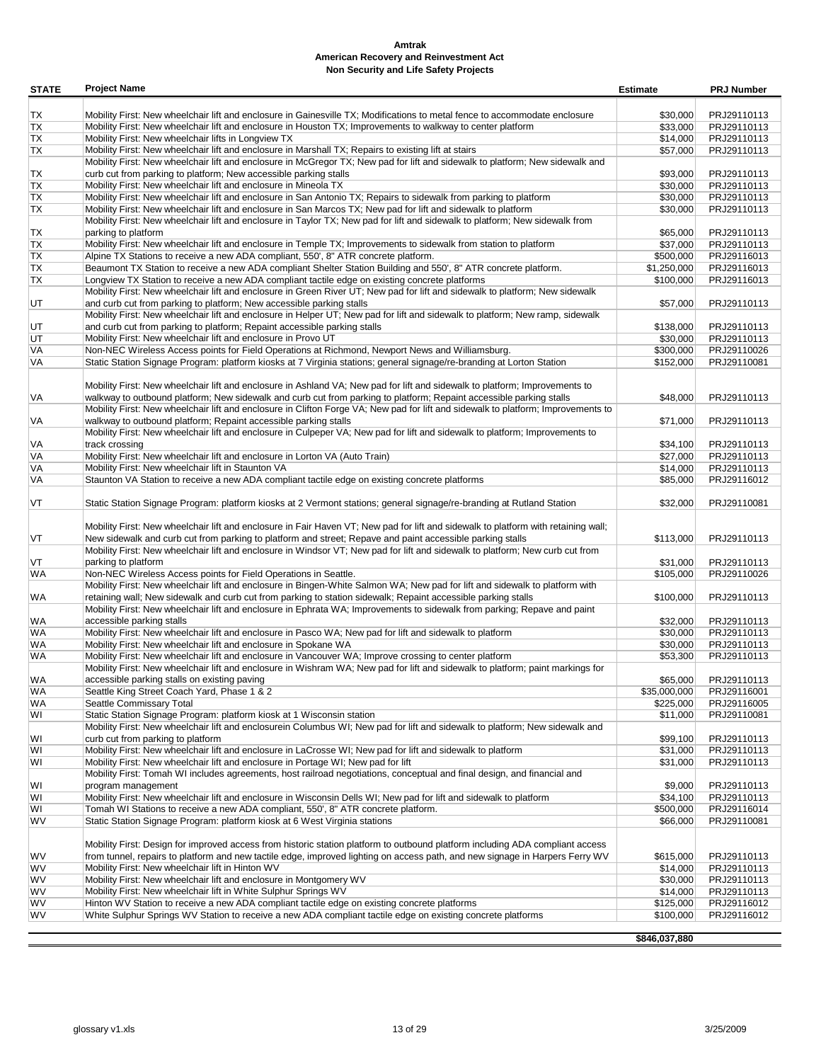**Amtrak**
**American Recovery and Reinvestment Act**
**Non Security and Life Safety Projects**

| STATE | Project Name | Estimate | PRJ Number |
|---|---|---|---|
| TX | Mobility First: New wheelchair lift and enclosure in Gainesville TX; Modifications to metal fence to accommodate enclosure | $30,000 | PRJ29110113 |
| TX | Mobility First: New wheelchair lift and enclosure in Houston TX; Improvements to walkway to center platform | $33,000 | PRJ29110113 |
| TX | Mobility First: New wheelchair lifts in Longview TX | $14,000 | PRJ29110113 |
| TX | Mobility First: New wheelchair lift and enclosure in Marshall TX; Repairs to existing lift at stairs | $57,000 | PRJ29110113 |
| TX | Mobility First: New wheelchair lift and enclosure in McGregor TX; New pad for lift and sidewalk to platform; New sidewalk and curb cut from parking to platform; New accessible parking stalls | $93,000 | PRJ29110113 |
| TX | Mobility First: New wheelchair lift and enclosure in Mineola TX | $30,000 | PRJ29110113 |
| TX | Mobility First: New wheelchair lift and enclosure in San Antonio TX; Repairs to sidewalk from parking to platform | $30,000 | PRJ29110113 |
| TX | Mobility First: New wheelchair lift and enclosure in San Marcos TX; New pad for lift and sidewalk to platform | $30,000 | PRJ29110113 |
| TX | Mobility First: New wheelchair lift and enclosure in Taylor TX; New pad for lift and sidewalk to platform; New sidewalk from parking to platform | $65,000 | PRJ29110113 |
| TX | Mobility First: New wheelchair lift and enclosure in Temple TX; Improvements to sidewalk from station to platform | $37,000 | PRJ29110113 |
| TX | Alpine TX Stations to receive a new ADA compliant, 550', 8" ATR concrete platform. | $500,000 | PRJ29116013 |
| TX | Beaumont TX Station to receive a new ADA compliant Shelter Station Building and 550', 8" ATR concrete platform. | $1,250,000 | PRJ29116013 |
| TX | Longview TX Station to receive a new ADA compliant tactile edge on existing concrete platforms | $100,000 | PRJ29116013 |
| UT | Mobility First: New wheelchair lift and enclosure in Green River UT; New pad for lift and sidewalk to platform; New sidewalk and curb cut from parking to platform; New accessible parking stalls | $57,000 | PRJ29110113 |
| UT | Mobility First: New wheelchair lift and enclosure in Helper UT; New pad for lift and sidewalk to platform; New ramp, sidewalk and curb cut from parking to platform; Repaint accessible parking stalls | $138,000 | PRJ29110113 |
| UT | Mobility First: New wheelchair lift and enclosure in Provo UT | $30,000 | PRJ29110113 |
| VA | Non-NEC Wireless Access points for Field Operations at Richmond, Newport News and Williamsburg. | $300,000 | PRJ29110026 |
| VA | Static Station Signage Program: platform kiosks at 7 Virginia stations; general signage/re-branding at Lorton Station | $152,000 | PRJ29110081 |
| VA | Mobility First: New wheelchair lift and enclosure in Ashland VA; New pad for lift and sidewalk to platform; Improvements to walkway to outbound platform; New sidewalk and curb cut from parking to platform; Repaint accessible parking stalls | $48,000 | PRJ29110113 |
| VA | Mobility First: New wheelchair lift and enclosure in Clifton Forge VA; New pad for lift and sidewalk to platform; Improvements to walkway to outbound platform; Repaint accessible parking stalls | $71,000 | PRJ29110113 |
| VA | Mobility First: New wheelchair lift and enclosure in Culpeper VA; New pad for lift and sidewalk to platform; Improvements to track crossing | $34,100 | PRJ29110113 |
| VA | Mobility First: New wheelchair lift and enclosure in Lorton VA (Auto Train) | $27,000 | PRJ29110113 |
| VA | Mobility First: New wheelchair lift in Staunton VA | $14,000 | PRJ29110113 |
| VA | Staunton VA Station to receive a new ADA compliant tactile edge on existing concrete platforms | $85,000 | PRJ29116012 |
| VT | Static Station Signage Program: platform kiosks at 2 Vermont stations; general signage/re-branding at Rutland Station | $32,000 | PRJ29110081 |
| VT | Mobility First: New wheelchair lift and enclosure in Fair Haven VT; New pad for lift and sidewalk to platform with retaining wall; New sidewalk and curb cut from parking to platform and street; Repave and paint accessible parking stalls | $113,000 | PRJ29110113 |
| VT | Mobility First: New wheelchair lift and enclosure in Windsor VT; New pad for lift and sidewalk to platform; New curb cut from parking to platform | $31,000 | PRJ29110113 |
| WA | Non-NEC Wireless Access points for Field Operations in Seattle. | $105,000 | PRJ29110026 |
| WA | Mobility First: New wheelchair lift and enclosure in Bingen-White Salmon WA; New pad for lift and sidewalk to platform with retaining wall; New sidewalk and curb cut from parking to station sidewalk; Repaint accessible parking stalls | $100,000 | PRJ29110113 |
| WA | Mobility First: New wheelchair lift and enclosure in Ephrata WA; Improvements to sidewalk from parking; Repave and paint accessible parking stalls | $32,000 | PRJ29110113 |
| WA | Mobility First: New wheelchair lift and enclosure in Pasco WA; New pad for lift and sidewalk to platform | $30,000 | PRJ29110113 |
| WA | Mobility First: New wheelchair lift and enclosure in Spokane WA | $30,000 | PRJ29110113 |
| WA | Mobility First: New wheelchair lift and enclosure in Vancouver WA; Improve crossing to center platform | $53,300 | PRJ29110113 |
| WA | Mobility First: New wheelchair lift and enclosure in Wishram WA; New pad for lift and sidewalk to platform; paint markings for accessible parking stalls on existing paving | $65,000 | PRJ29110113 |
| WA | Seattle King Street Coach Yard, Phase 1 & 2 | $35,000,000 | PRJ29116001 |
| WA | Seattle Commissary Total | $225,000 | PRJ29116005 |
| WI | Static Station Signage Program: platform kiosk at 1 Wisconsin station | $11,000 | PRJ29110081 |
| WI | Mobility First: New wheelchair lift and enclosurein Columbus WI; New pad for lift and sidewalk to platform; New sidewalk and curb cut from parking to platform | $99,100 | PRJ29110113 |
| WI | Mobility First: New wheelchair lift and enclosure in LaCrosse WI; New pad for lift and sidewalk to platform | $31,000 | PRJ29110113 |
| WI | Mobility First: New wheelchair lift and enclosure in Portage WI; New pad for lift | $31,000 | PRJ29110113 |
| WI | Mobility First: Tomah WI includes agreements, host railroad negotiations, conceptual and final design, and financial and program management | $9,000 | PRJ29110113 |
| WI | Mobility First: New wheelchair lift and enclosure in Wisconsin Dells WI; New pad for lift and sidewalk to platform | $34,100 | PRJ29110113 |
| WI | Tomah WI Stations to receive a new ADA compliant, 550', 8" ATR concrete platform. | $500,000 | PRJ29116014 |
| WV | Static Station Signage Program: platform kiosk at 6 West Virginia stations | $66,000 | PRJ29110081 |
| WV | Mobility First: Design for improved access from historic station platform to outbound platform including ADA compliant access from tunnel, repairs to platform and new tactile edge, improved lighting on access path, and new signage in Harpers Ferry WV | $615,000 | PRJ29110113 |
| WV | Mobility First: New wheelchair lift in Hinton WV | $14,000 | PRJ29110113 |
| WV | Mobility First: New wheelchair lift and enclosure in Montgomery WV | $30,000 | PRJ29110113 |
| WV | Mobility First: New wheelchair lift in White Sulphur Springs WV | $14,000 | PRJ29110113 |
| WV | Hinton WV Station to receive a new ADA compliant tactile edge on existing concrete platforms | $125,000 | PRJ29116012 |
| WV | White Sulphur Springs WV Station to receive a new ADA compliant tactile edge on existing concrete platforms | $100,000 | PRJ29116012 |
| | | **$846,037,880** | |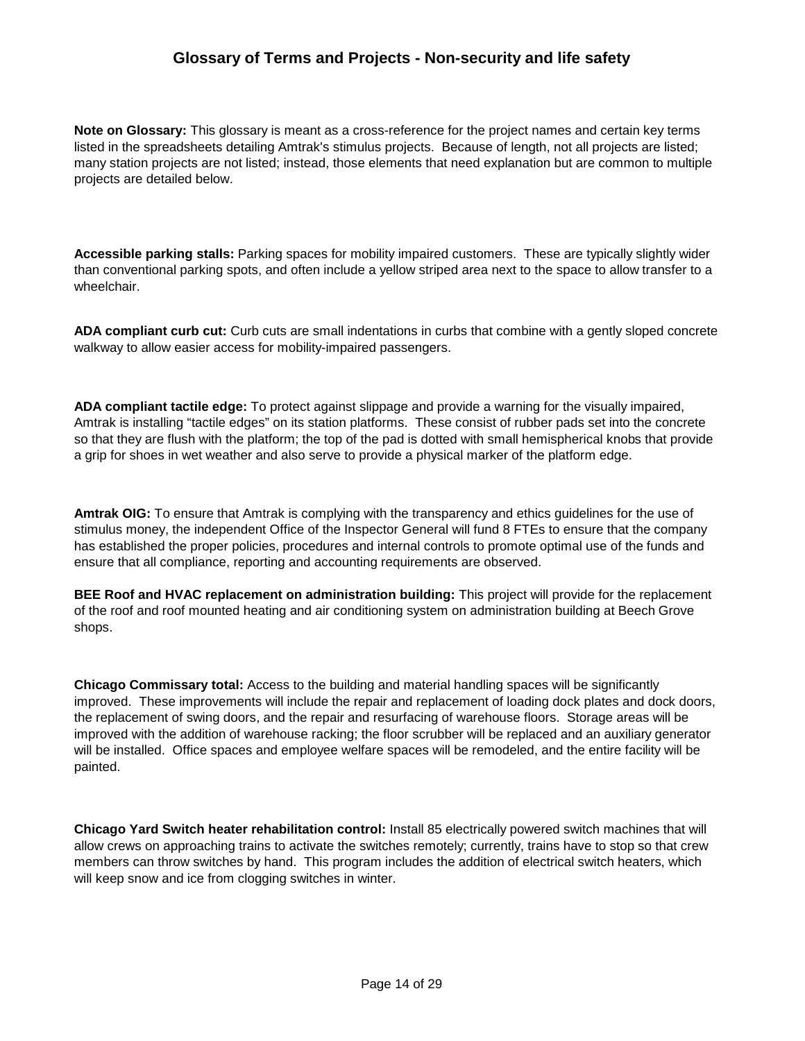## Glossary of Terms and Projects - Non-security and life safety

**Note on Glossary:** This glossary is meant as a cross-reference for the project names and certain key terms listed in the spreadsheets detailing Amtrak's stimulus projects. Because of length, not all projects are listed; many station projects are not listed; instead, those elements that need explanation but are common to multiple projects are detailed below.

**Accessible parking stalls:** Parking spaces for mobility impaired customers. These are typically slightly wider than conventional parking spots, and often include a yellow striped area next to the space to allow transfer to a wheelchair.

**ADA compliant curb cut:** Curb cuts are small indentations in curbs that combine with a gently sloped concrete walkway to allow easier access for mobility-impaired passengers.

**ADA compliant tactile edge:** To protect against slippage and provide a warning for the visually impaired, Amtrak is installing "tactile edges" on its station platforms. These consist of rubber pads set into the concrete so that they are flush with the platform; the top of the pad is dotted with small hemispherical knobs that provide a grip for shoes in wet weather and also serve to provide a physical marker of the platform edge.

**Amtrak OIG:** To ensure that Amtrak is complying with the transparency and ethics guidelines for the use of stimulus money, the independent Office of the Inspector General will fund 8 FTEs to ensure that the company has established the proper policies, procedures and internal controls to promote optimal use of the funds and ensure that all compliance, reporting and accounting requirements are observed.

**BEE Roof and HVAC replacement on administration building:** This project will provide for the replacement of the roof and roof mounted heating and air conditioning system on administration building at Beech Grove shops.

**Chicago Commissary total:** Access to the building and material handling spaces will be significantly improved. These improvements will include the repair and replacement of loading dock plates and dock doors, the replacement of swing doors, and the repair and resurfacing of warehouse floors. Storage areas will be improved with the addition of warehouse racking; the floor scrubber will be replaced and an auxiliary generator will be installed. Office spaces and employee welfare spaces will be remodeled, and the entire facility will be painted.

**Chicago Yard Switch heater rehabilitation control:** Install 85 electrically powered switch machines that will allow crews on approaching trains to activate the switches remotely; currently, trains have to stop so that crew members can throw switches by hand. This program includes the addition of electrical switch heaters, which will keep snow and ice from clogging switches in winter.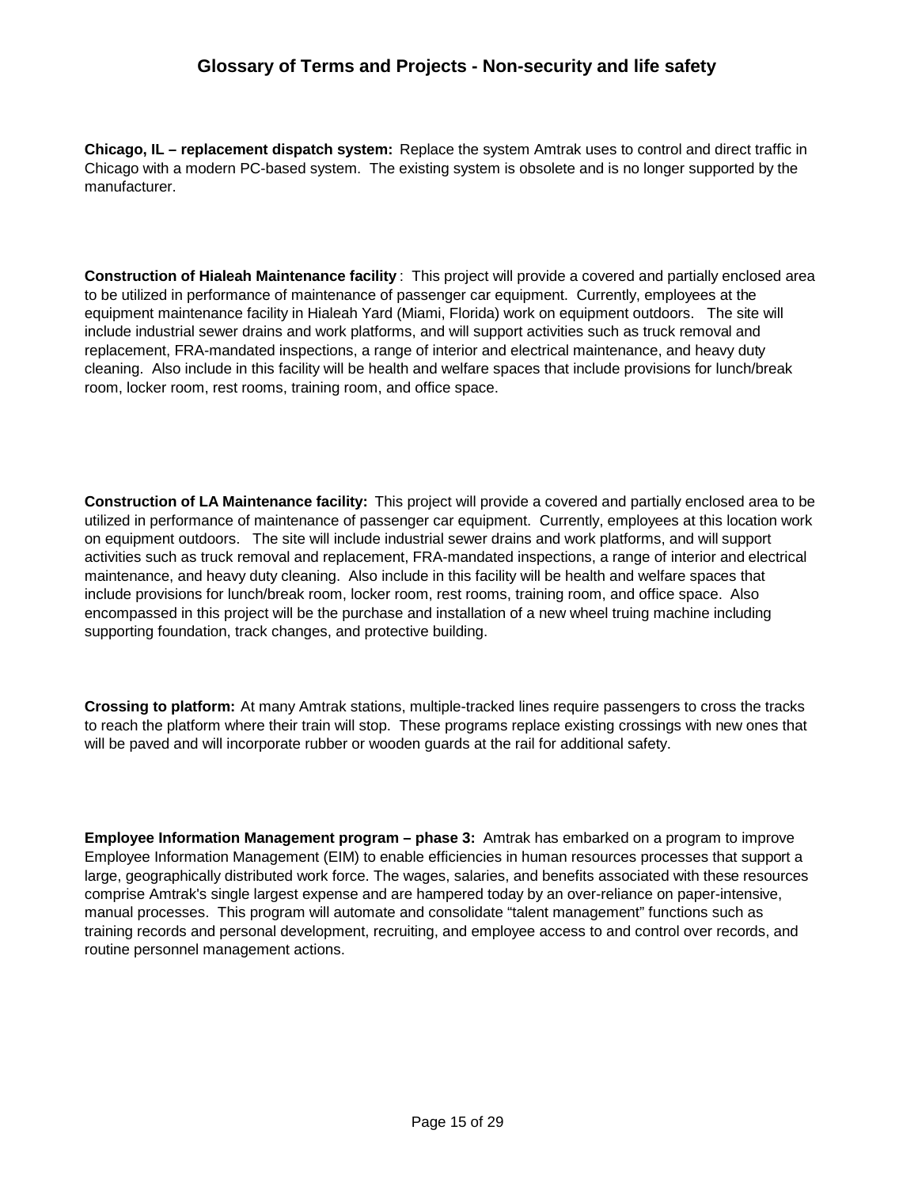## Glossary of Terms and Projects - Non-security and life safety

**Chicago, IL – replacement dispatch system:** Replace the system Amtrak uses to control and direct traffic in Chicago with a modern PC-based system. The existing system is obsolete and is no longer supported by the manufacturer.

**Construction of Hialeah Maintenance facility**: This project will provide a covered and partially enclosed area to be utilized in performance of maintenance of passenger car equipment. Currently, employees at the equipment maintenance facility in Hialeah Yard (Miami, Florida) work on equipment outdoors. The site will include industrial sewer drains and work platforms, and will support activities such as truck removal and replacement, FRA-mandated inspections, a range of interior and electrical maintenance, and heavy duty cleaning. Also include in this facility will be health and welfare spaces that include provisions for lunch/break room, locker room, rest rooms, training room, and office space.

**Construction of LA Maintenance facility:** This project will provide a covered and partially enclosed area to be utilized in performance of maintenance of passenger car equipment. Currently, employees at this location work on equipment outdoors. The site will include industrial sewer drains and work platforms, and will support activities such as truck removal and replacement, FRA-mandated inspections, a range of interior and electrical maintenance, and heavy duty cleaning. Also include in this facility will be health and welfare spaces that include provisions for lunch/break room, locker room, rest rooms, training room, and office space. Also encompassed in this project will be the purchase and installation of a new wheel truing machine including supporting foundation, track changes, and protective building.

**Crossing to platform:** At many Amtrak stations, multiple-tracked lines require passengers to cross the tracks to reach the platform where their train will stop. These programs replace existing crossings with new ones that will be paved and will incorporate rubber or wooden guards at the rail for additional safety.

**Employee Information Management program – phase 3:** Amtrak has embarked on a program to improve Employee Information Management (EIM) to enable efficiencies in human resources processes that support a large, geographically distributed work force. The wages, salaries, and benefits associated with these resources comprise Amtrak's single largest expense and are hampered today by an over-reliance on paper-intensive, manual processes. This program will automate and consolidate "talent management" functions such as training records and personal development, recruiting, and employee access to and control over records, and routine personnel management actions.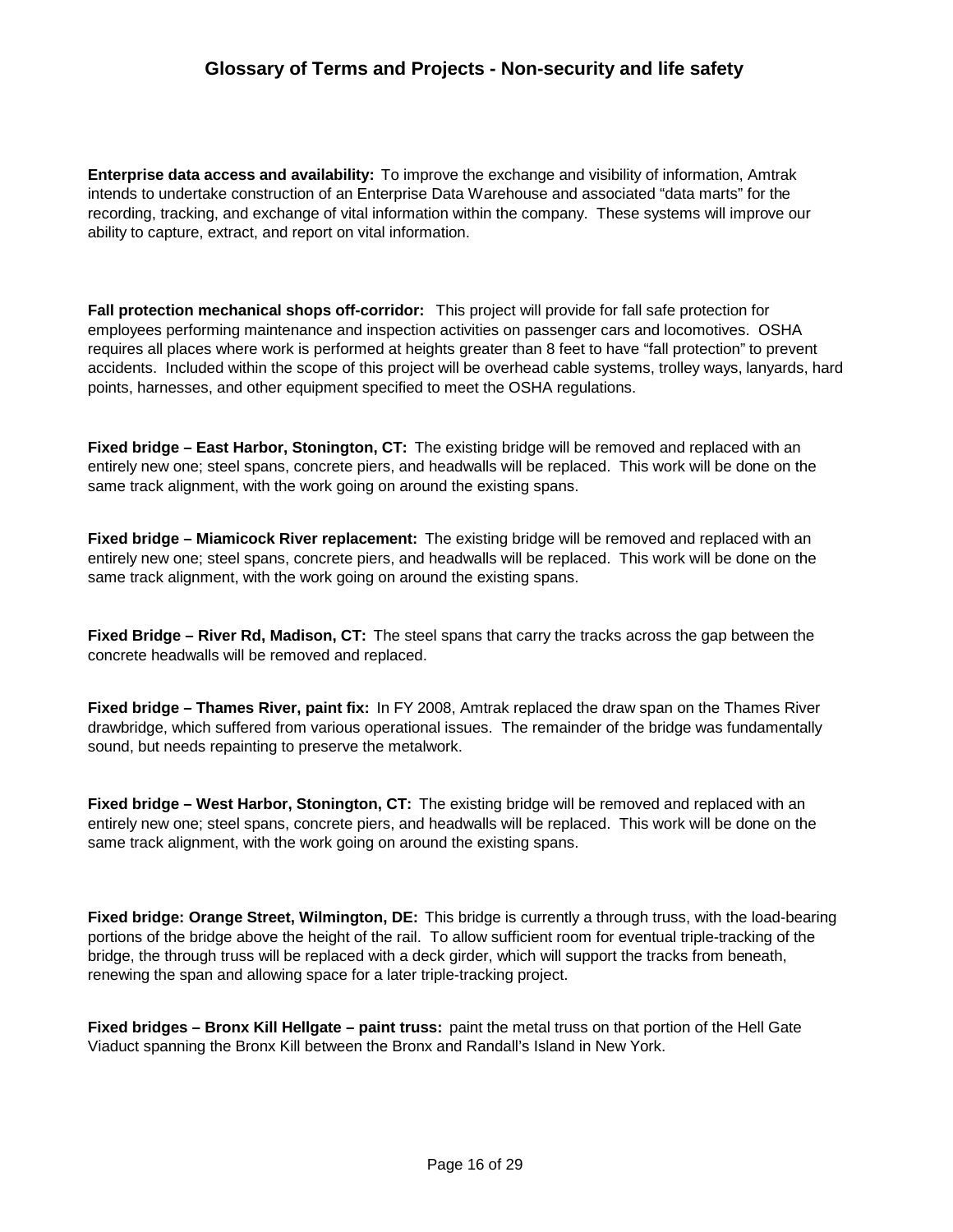## Glossary of Terms and Projects - Non-security and life safety

**Enterprise data access and availability:** To improve the exchange and visibility of information, Amtrak intends to undertake construction of an Enterprise Data Warehouse and associated "data marts" for the recording, tracking, and exchange of vital information within the company. These systems will improve our ability to capture, extract, and report on vital information.

**Fall protection mechanical shops off-corridor:** This project will provide for fall safe protection for employees performing maintenance and inspection activities on passenger cars and locomotives. OSHA requires all places where work is performed at heights greater than 8 feet to have "fall protection" to prevent accidents. Included within the scope of this project will be overhead cable systems, trolley ways, lanyards, hard points, harnesses, and other equipment specified to meet the OSHA regulations.

**Fixed bridge – East Harbor, Stonington, CT:** The existing bridge will be removed and replaced with an entirely new one; steel spans, concrete piers, and headwalls will be replaced. This work will be done on the same track alignment, with the work going on around the existing spans.

**Fixed bridge – Miamicock River replacement:** The existing bridge will be removed and replaced with an entirely new one; steel spans, concrete piers, and headwalls will be replaced. This work will be done on the same track alignment, with the work going on around the existing spans.

**Fixed Bridge – River Rd, Madison, CT:** The steel spans that carry the tracks across the gap between the concrete headwalls will be removed and replaced.

**Fixed bridge – Thames River, paint fix:** In FY 2008, Amtrak replaced the draw span on the Thames River drawbridge, which suffered from various operational issues. The remainder of the bridge was fundamentally sound, but needs repainting to preserve the metalwork.

**Fixed bridge – West Harbor, Stonington, CT:** The existing bridge will be removed and replaced with an entirely new one; steel spans, concrete piers, and headwalls will be replaced. This work will be done on the same track alignment, with the work going on around the existing spans.

**Fixed bridge: Orange Street, Wilmington, DE:** This bridge is currently a through truss, with the load-bearing portions of the bridge above the height of the rail. To allow sufficient room for eventual triple-tracking of the bridge, the through truss will be replaced with a deck girder, which will support the tracks from beneath, renewing the span and allowing space for a later triple-tracking project.

**Fixed bridges – Bronx Kill Hellgate – paint truss:** paint the metal truss on that portion of the Hell Gate Viaduct spanning the Bronx Kill between the Bronx and Randall's Island in New York.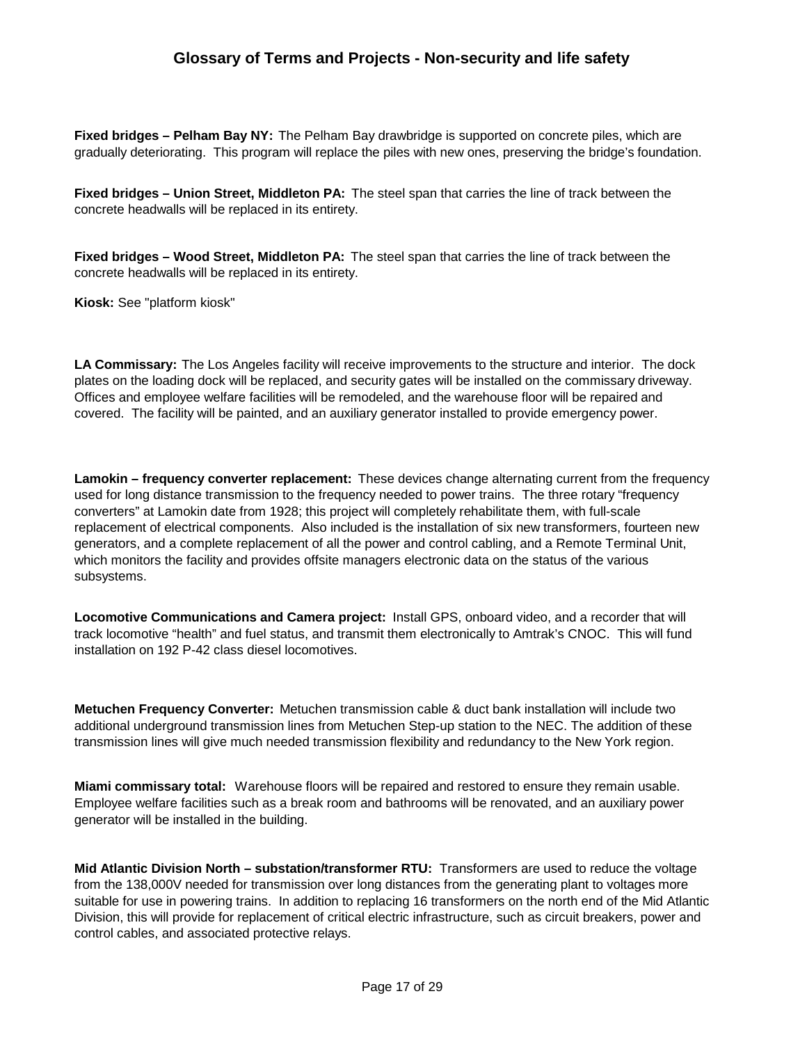## Glossary of Terms and Projects - Non-security and life safety

**Fixed bridges – Pelham Bay NY:** The Pelham Bay drawbridge is supported on concrete piles, which are gradually deteriorating. This program will replace the piles with new ones, preserving the bridge's foundation.

**Fixed bridges – Union Street, Middleton PA:** The steel span that carries the line of track between the concrete headwalls will be replaced in its entirety.

**Fixed bridges – Wood Street, Middleton PA:** The steel span that carries the line of track between the concrete headwalls will be replaced in its entirety.

**Kiosk:** See "platform kiosk"

**LA Commissary:** The Los Angeles facility will receive improvements to the structure and interior. The dock plates on the loading dock will be replaced, and security gates will be installed on the commissary driveway. Offices and employee welfare facilities will be remodeled, and the warehouse floor will be repaired and covered. The facility will be painted, and an auxiliary generator installed to provide emergency power.

**Lamokin – frequency converter replacement:** These devices change alternating current from the frequency used for long distance transmission to the frequency needed to power trains. The three rotary "frequency converters" at Lamokin date from 1928; this project will completely rehabilitate them, with full-scale replacement of electrical components. Also included is the installation of six new transformers, fourteen new generators, and a complete replacement of all the power and control cabling, and a Remote Terminal Unit, which monitors the facility and provides offsite managers electronic data on the status of the various subsystems.

**Locomotive Communications and Camera project:** Install GPS, onboard video, and a recorder that will track locomotive "health" and fuel status, and transmit them electronically to Amtrak's CNOC. This will fund installation on 192 P-42 class diesel locomotives.

**Metuchen Frequency Converter:** Metuchen transmission cable & duct bank installation will include two additional underground transmission lines from Metuchen Step-up station to the NEC. The addition of these transmission lines will give much needed transmission flexibility and redundancy to the New York region.

**Miami commissary total:** Warehouse floors will be repaired and restored to ensure they remain usable. Employee welfare facilities such as a break room and bathrooms will be renovated, and an auxiliary power generator will be installed in the building.

**Mid Atlantic Division North – substation/transformer RTU:** Transformers are used to reduce the voltage from the 138,000V needed for transmission over long distances from the generating plant to voltages more suitable for use in powering trains. In addition to replacing 16 transformers on the north end of the Mid Atlantic Division, this will provide for replacement of critical electric infrastructure, such as circuit breakers, power and control cables, and associated protective relays.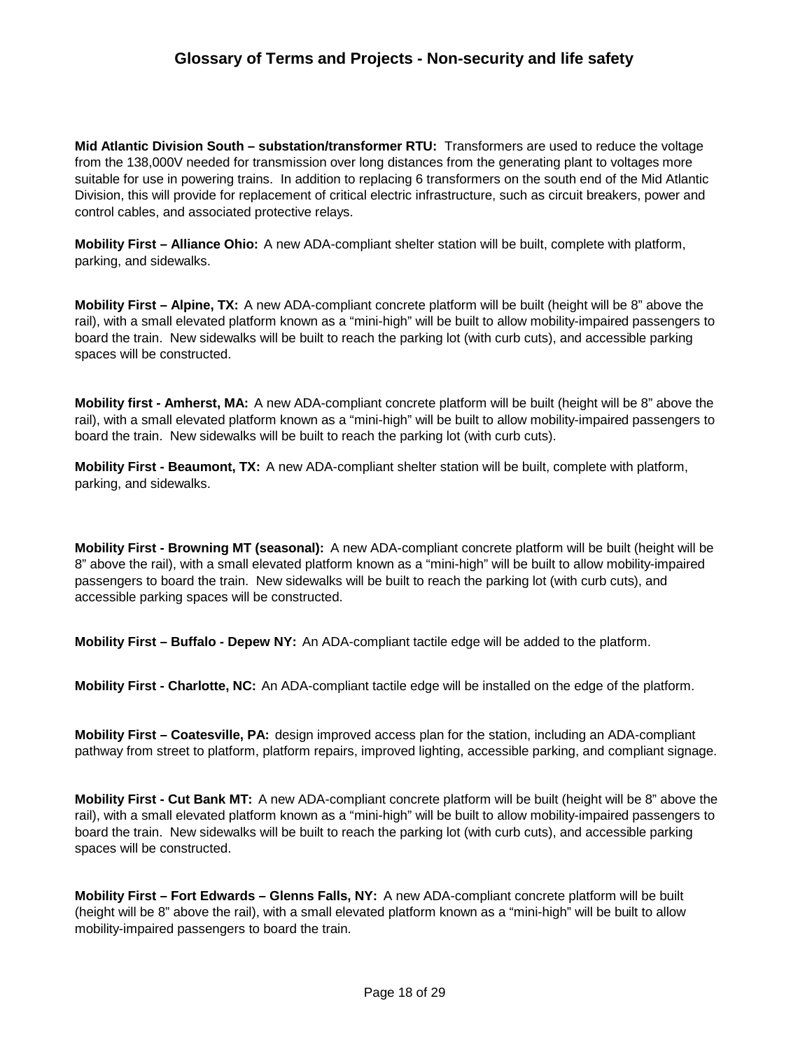## Glossary of Terms and Projects - Non-security and life safety

**Mid Atlantic Division South – substation/transformer RTU:** Transformers are used to reduce the voltage from the 138,000V needed for transmission over long distances from the generating plant to voltages more suitable for use in powering trains. In addition to replacing 6 transformers on the south end of the Mid Atlantic Division, this will provide for replacement of critical electric infrastructure, such as circuit breakers, power and control cables, and associated protective relays.

**Mobility First – Alliance Ohio:** A new ADA-compliant shelter station will be built, complete with platform, parking, and sidewalks.

**Mobility First – Alpine, TX:** A new ADA-compliant concrete platform will be built (height will be 8" above the rail), with a small elevated platform known as a "mini-high" will be built to allow mobility-impaired passengers to board the train. New sidewalks will be built to reach the parking lot (with curb cuts), and accessible parking spaces will be constructed.

**Mobility first - Amherst, MA:** A new ADA-compliant concrete platform will be built (height will be 8" above the rail), with a small elevated platform known as a "mini-high" will be built to allow mobility-impaired passengers to board the train. New sidewalks will be built to reach the parking lot (with curb cuts).

**Mobility First - Beaumont, TX:** A new ADA-compliant shelter station will be built, complete with platform, parking, and sidewalks.

**Mobility First - Browning MT (seasonal):** A new ADA-compliant concrete platform will be built (height will be 8" above the rail), with a small elevated platform known as a "mini-high" will be built to allow mobility-impaired passengers to board the train. New sidewalks will be built to reach the parking lot (with curb cuts), and accessible parking spaces will be constructed.

**Mobility First – Buffalo - Depew NY:** An ADA-compliant tactile edge will be added to the platform.

**Mobility First - Charlotte, NC:** An ADA-compliant tactile edge will be installed on the edge of the platform.

**Mobility First – Coatesville, PA:** design improved access plan for the station, including an ADA-compliant pathway from street to platform, platform repairs, improved lighting, accessible parking, and compliant signage.

**Mobility First - Cut Bank MT:** A new ADA-compliant concrete platform will be built (height will be 8" above the rail), with a small elevated platform known as a "mini-high" will be built to allow mobility-impaired passengers to board the train. New sidewalks will be built to reach the parking lot (with curb cuts), and accessible parking spaces will be constructed.

**Mobility First – Fort Edwards – Glenns Falls, NY:** A new ADA-compliant concrete platform will be built (height will be 8" above the rail), with a small elevated platform known as a "mini-high" will be built to allow mobility-impaired passengers to board the train.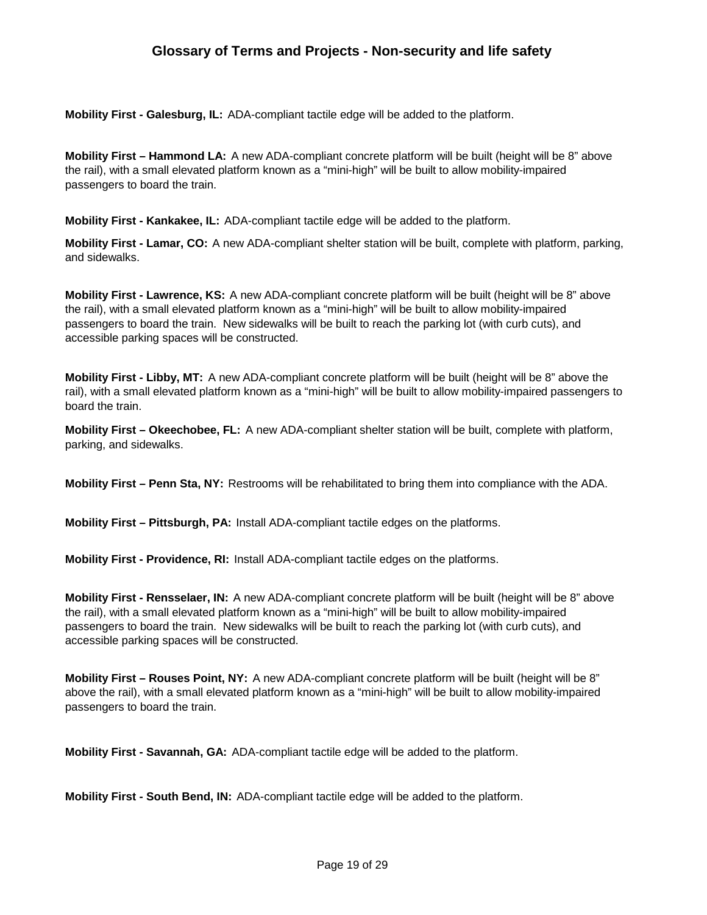## Glossary of Terms and Projects - Non-security and life safety

**Mobility First - Galesburg, IL:** ADA-compliant tactile edge will be added to the platform.

**Mobility First – Hammond LA:** A new ADA-compliant concrete platform will be built (height will be 8" above the rail), with a small elevated platform known as a "mini-high" will be built to allow mobility-impaired passengers to board the train.

**Mobility First - Kankakee, IL:** ADA-compliant tactile edge will be added to the platform.

**Mobility First - Lamar, CO:** A new ADA-compliant shelter station will be built, complete with platform, parking, and sidewalks.

**Mobility First - Lawrence, KS:** A new ADA-compliant concrete platform will be built (height will be 8" above the rail), with a small elevated platform known as a "mini-high" will be built to allow mobility-impaired passengers to board the train. New sidewalks will be built to reach the parking lot (with curb cuts), and accessible parking spaces will be constructed.

**Mobility First - Libby, MT:** A new ADA-compliant concrete platform will be built (height will be 8" above the rail), with a small elevated platform known as a "mini-high" will be built to allow mobility-impaired passengers to board the train.

**Mobility First – Okeechobee, FL:** A new ADA-compliant shelter station will be built, complete with platform, parking, and sidewalks.

**Mobility First – Penn Sta, NY:** Restrooms will be rehabilitated to bring them into compliance with the ADA.

**Mobility First – Pittsburgh, PA:** Install ADA-compliant tactile edges on the platforms.

**Mobility First - Providence, RI:** Install ADA-compliant tactile edges on the platforms.

**Mobility First - Rensselaer, IN:** A new ADA-compliant concrete platform will be built (height will be 8" above the rail), with a small elevated platform known as a "mini-high" will be built to allow mobility-impaired passengers to board the train. New sidewalks will be built to reach the parking lot (with curb cuts), and accessible parking spaces will be constructed.

**Mobility First – Rouses Point, NY:** A new ADA-compliant concrete platform will be built (height will be 8" above the rail), with a small elevated platform known as a "mini-high" will be built to allow mobility-impaired passengers to board the train.

**Mobility First - Savannah, GA:** ADA-compliant tactile edge will be added to the platform.

**Mobility First - South Bend, IN:** ADA-compliant tactile edge will be added to the platform.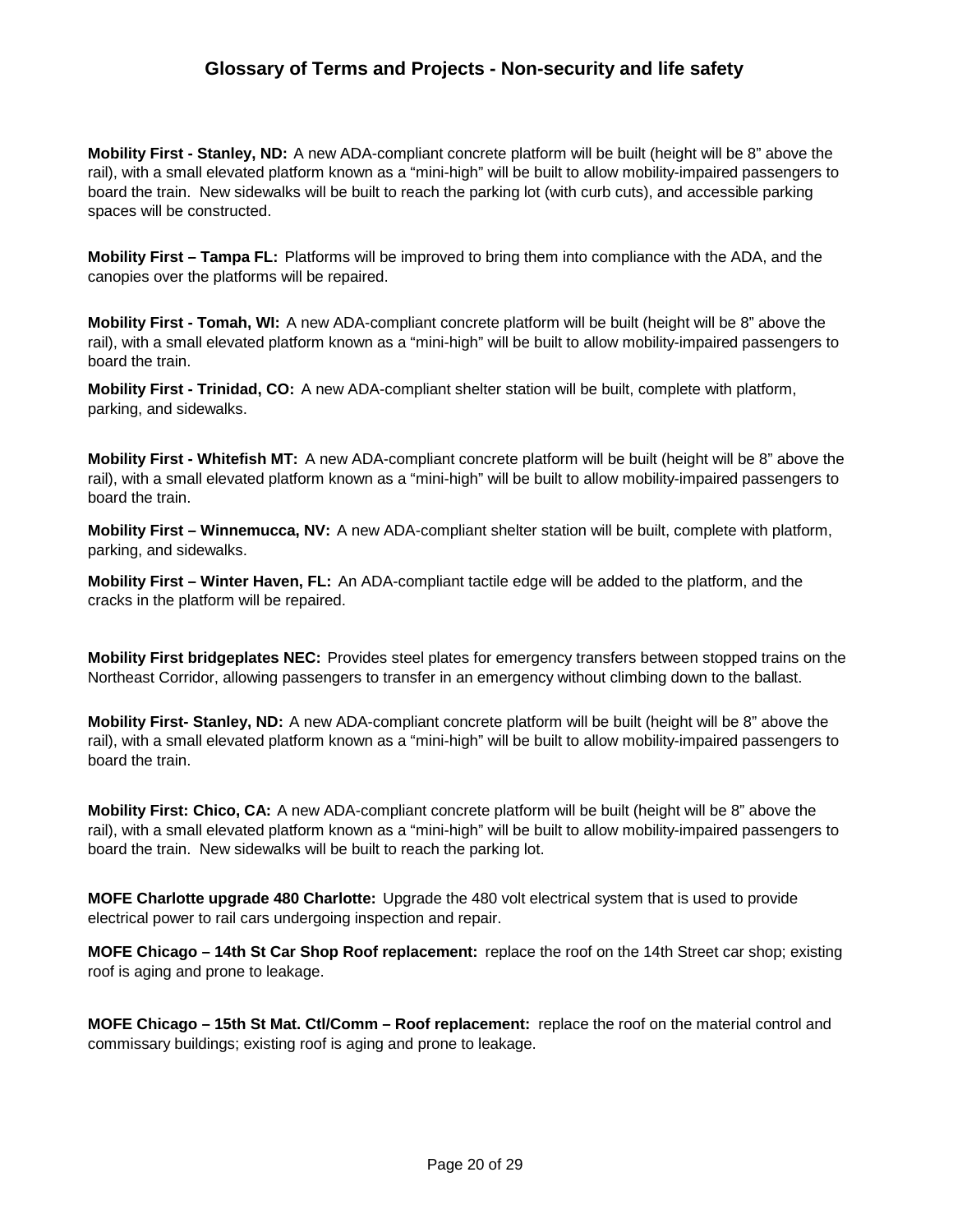## Glossary of Terms and Projects - Non-security and life safety

**Mobility First - Stanley, ND:** A new ADA-compliant concrete platform will be built (height will be 8" above the rail), with a small elevated platform known as a "mini-high" will be built to allow mobility-impaired passengers to board the train. New sidewalks will be built to reach the parking lot (with curb cuts), and accessible parking spaces will be constructed.

**Mobility First – Tampa FL:** Platforms will be improved to bring them into compliance with the ADA, and the canopies over the platforms will be repaired.

**Mobility First - Tomah, WI:** A new ADA-compliant concrete platform will be built (height will be 8" above the rail), with a small elevated platform known as a "mini-high" will be built to allow mobility-impaired passengers to board the train.

**Mobility First - Trinidad, CO:** A new ADA-compliant shelter station will be built, complete with platform, parking, and sidewalks.

**Mobility First - Whitefish MT:** A new ADA-compliant concrete platform will be built (height will be 8" above the rail), with a small elevated platform known as a "mini-high" will be built to allow mobility-impaired passengers to board the train.

**Mobility First – Winnemucca, NV:** A new ADA-compliant shelter station will be built, complete with platform, parking, and sidewalks.

**Mobility First – Winter Haven, FL:** An ADA-compliant tactile edge will be added to the platform, and the cracks in the platform will be repaired.

**Mobility First bridgeplates NEC:** Provides steel plates for emergency transfers between stopped trains on the Northeast Corridor, allowing passengers to transfer in an emergency without climbing down to the ballast.

**Mobility First- Stanley, ND:** A new ADA-compliant concrete platform will be built (height will be 8" above the rail), with a small elevated platform known as a "mini-high" will be built to allow mobility-impaired passengers to board the train.

**Mobility First: Chico, CA:** A new ADA-compliant concrete platform will be built (height will be 8" above the rail), with a small elevated platform known as a "mini-high" will be built to allow mobility-impaired passengers to board the train. New sidewalks will be built to reach the parking lot.

**MOFE Charlotte upgrade 480 Charlotte:** Upgrade the 480 volt electrical system that is used to provide electrical power to rail cars undergoing inspection and repair.

**MOFE Chicago – 14th St Car Shop Roof replacement:** replace the roof on the 14th Street car shop; existing roof is aging and prone to leakage.

**MOFE Chicago – 15th St Mat. Ctl/Comm – Roof replacement:** replace the roof on the material control and commissary buildings; existing roof is aging and prone to leakage.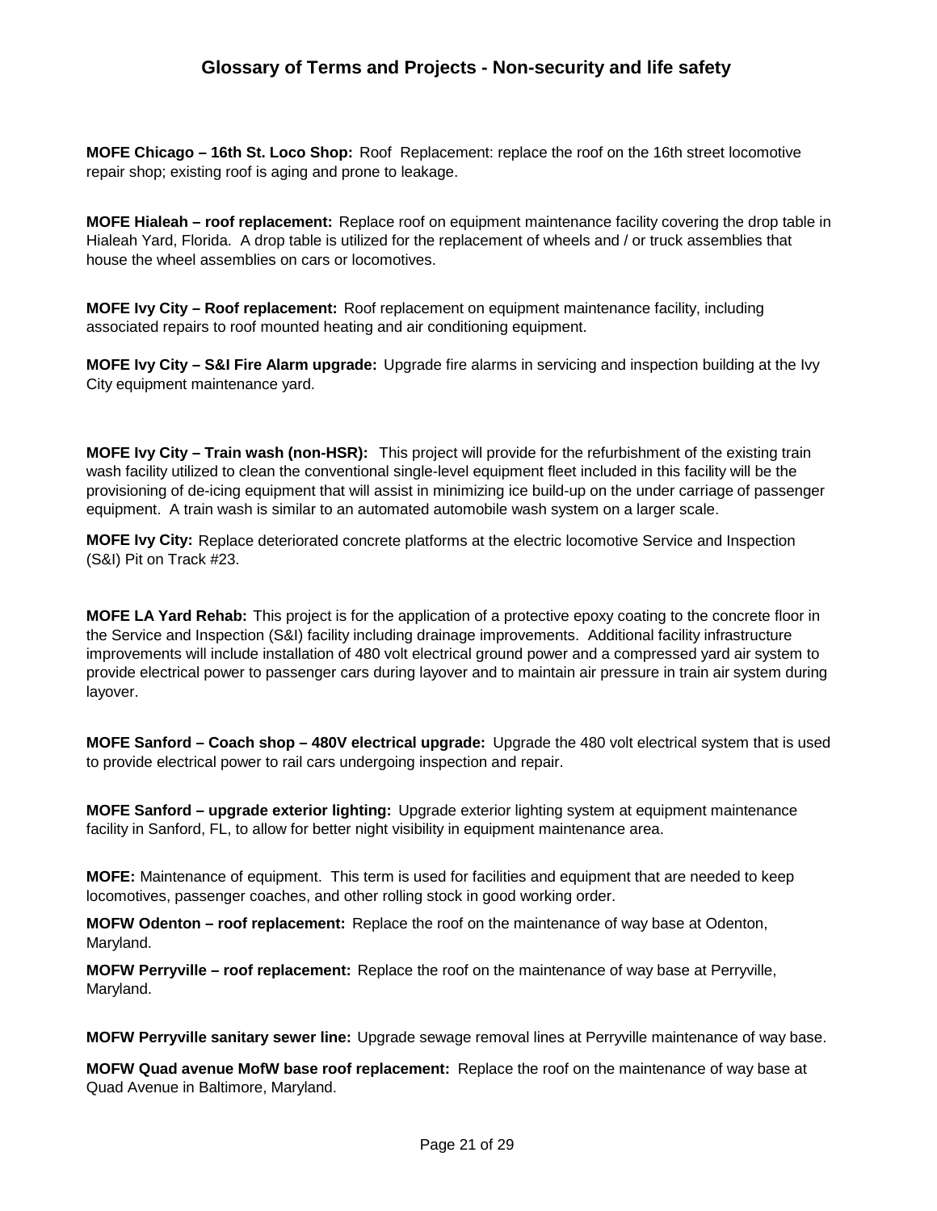## Glossary of Terms and Projects - Non-security and life safety

**MOFE Chicago – 16th St. Loco Shop:** Roof Replacement: replace the roof on the 16th street locomotive repair shop; existing roof is aging and prone to leakage.

**MOFE Hialeah – roof replacement:** Replace roof on equipment maintenance facility covering the drop table in Hialeah Yard, Florida. A drop table is utilized for the replacement of wheels and / or truck assemblies that house the wheel assemblies on cars or locomotives.

**MOFE Ivy City – Roof replacement:** Roof replacement on equipment maintenance facility, including associated repairs to roof mounted heating and air conditioning equipment.

**MOFE Ivy City – S&I Fire Alarm upgrade:** Upgrade fire alarms in servicing and inspection building at the Ivy City equipment maintenance yard.

**MOFE Ivy City – Train wash (non-HSR):** This project will provide for the refurbishment of the existing train wash facility utilized to clean the conventional single-level equipment fleet included in this facility will be the provisioning of de-icing equipment that will assist in minimizing ice build-up on the under carriage of passenger equipment. A train wash is similar to an automated automobile wash system on a larger scale.

**MOFE Ivy City:** Replace deteriorated concrete platforms at the electric locomotive Service and Inspection (S&I) Pit on Track #23.

**MOFE LA Yard Rehab:** This project is for the application of a protective epoxy coating to the concrete floor in the Service and Inspection (S&I) facility including drainage improvements. Additional facility infrastructure improvements will include installation of 480 volt electrical ground power and a compressed yard air system to provide electrical power to passenger cars during layover and to maintain air pressure in train air system during layover.

**MOFE Sanford – Coach shop – 480V electrical upgrade:** Upgrade the 480 volt electrical system that is used to provide electrical power to rail cars undergoing inspection and repair.

**MOFE Sanford – upgrade exterior lighting:** Upgrade exterior lighting system at equipment maintenance facility in Sanford, FL, to allow for better night visibility in equipment maintenance area.

**MOFE:** Maintenance of equipment. This term is used for facilities and equipment that are needed to keep locomotives, passenger coaches, and other rolling stock in good working order.

**MOFW Odenton – roof replacement:** Replace the roof on the maintenance of way base at Odenton, Maryland.

**MOFW Perryville – roof replacement:** Replace the roof on the maintenance of way base at Perryville, Maryland.

**MOFW Perryville sanitary sewer line:** Upgrade sewage removal lines at Perryville maintenance of way base.

**MOFW Quad avenue MofW base roof replacement:** Replace the roof on the maintenance of way base at Quad Avenue in Baltimore, Maryland.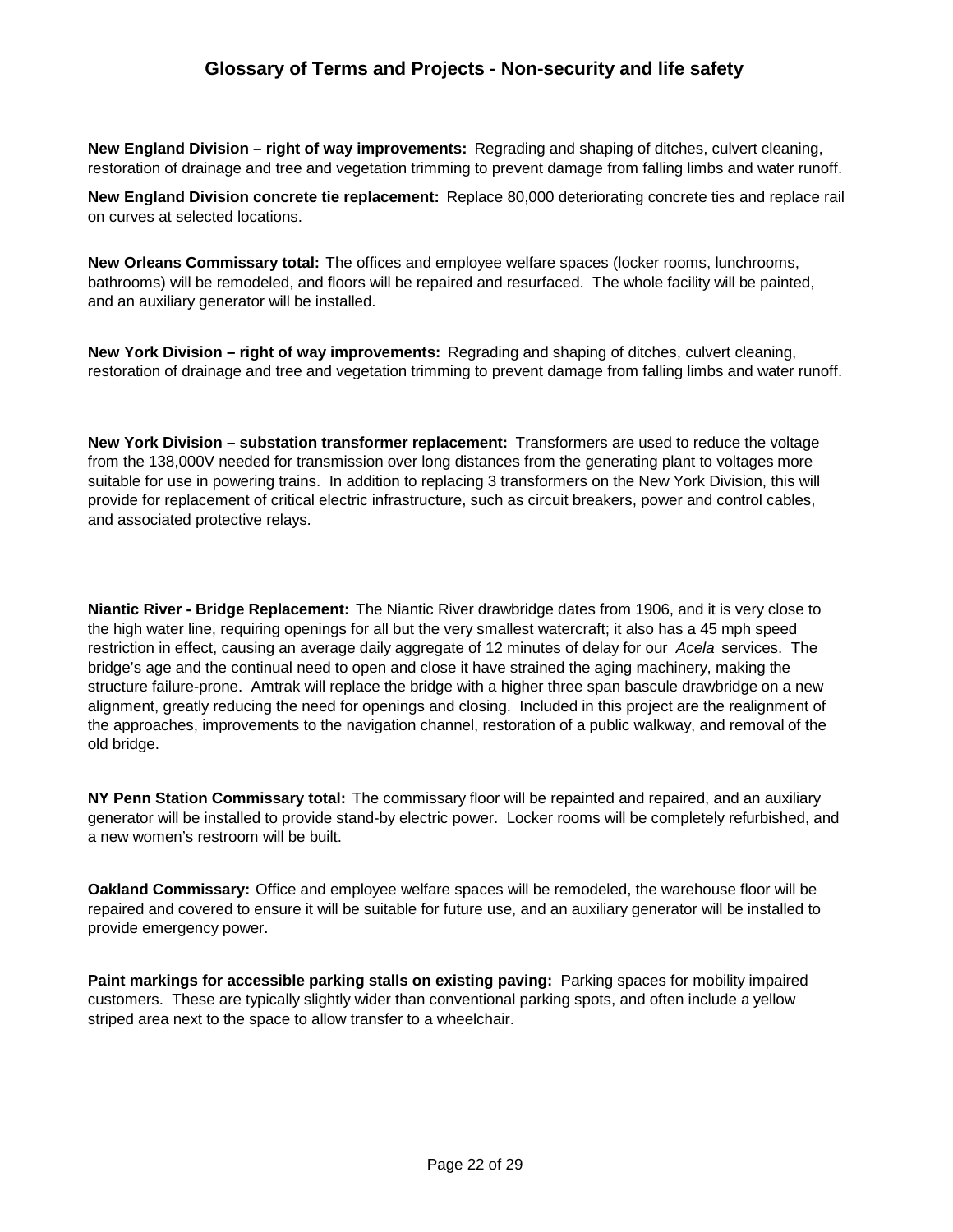## Glossary of Terms and Projects - Non-security and life safety

**New England Division – right of way improvements:** Regrading and shaping of ditches, culvert cleaning, restoration of drainage and tree and vegetation trimming to prevent damage from falling limbs and water runoff.

**New England Division concrete tie replacement:** Replace 80,000 deteriorating concrete ties and replace rail on curves at selected locations.

**New Orleans Commissary total:** The offices and employee welfare spaces (locker rooms, lunchrooms, bathrooms) will be remodeled, and floors will be repaired and resurfaced. The whole facility will be painted, and an auxiliary generator will be installed.

**New York Division – right of way improvements:** Regrading and shaping of ditches, culvert cleaning, restoration of drainage and tree and vegetation trimming to prevent damage from falling limbs and water runoff.

**New York Division – substation transformer replacement:** Transformers are used to reduce the voltage from the 138,000V needed for transmission over long distances from the generating plant to voltages more suitable for use in powering trains. In addition to replacing 3 transformers on the New York Division, this will provide for replacement of critical electric infrastructure, such as circuit breakers, power and control cables, and associated protective relays.

**Niantic River - Bridge Replacement:** The Niantic River drawbridge dates from 1906, and it is very close to the high water line, requiring openings for all but the very smallest watercraft; it also has a 45 mph speed restriction in effect, causing an average daily aggregate of 12 minutes of delay for our *Acela* services. The bridge's age and the continual need to open and close it have strained the aging machinery, making the structure failure-prone. Amtrak will replace the bridge with a higher three span bascule drawbridge on a new alignment, greatly reducing the need for openings and closing. Included in this project are the realignment of the approaches, improvements to the navigation channel, restoration of a public walkway, and removal of the old bridge.

**NY Penn Station Commissary total:** The commissary floor will be repainted and repaired, and an auxiliary generator will be installed to provide stand-by electric power. Locker rooms will be completely refurbished, and a new women's restroom will be built.

**Oakland Commissary:** Office and employee welfare spaces will be remodeled, the warehouse floor will be repaired and covered to ensure it will be suitable for future use, and an auxiliary generator will be installed to provide emergency power.

**Paint markings for accessible parking stalls on existing paving:** Parking spaces for mobility impaired customers. These are typically slightly wider than conventional parking spots, and often include a yellow striped area next to the space to allow transfer to a wheelchair.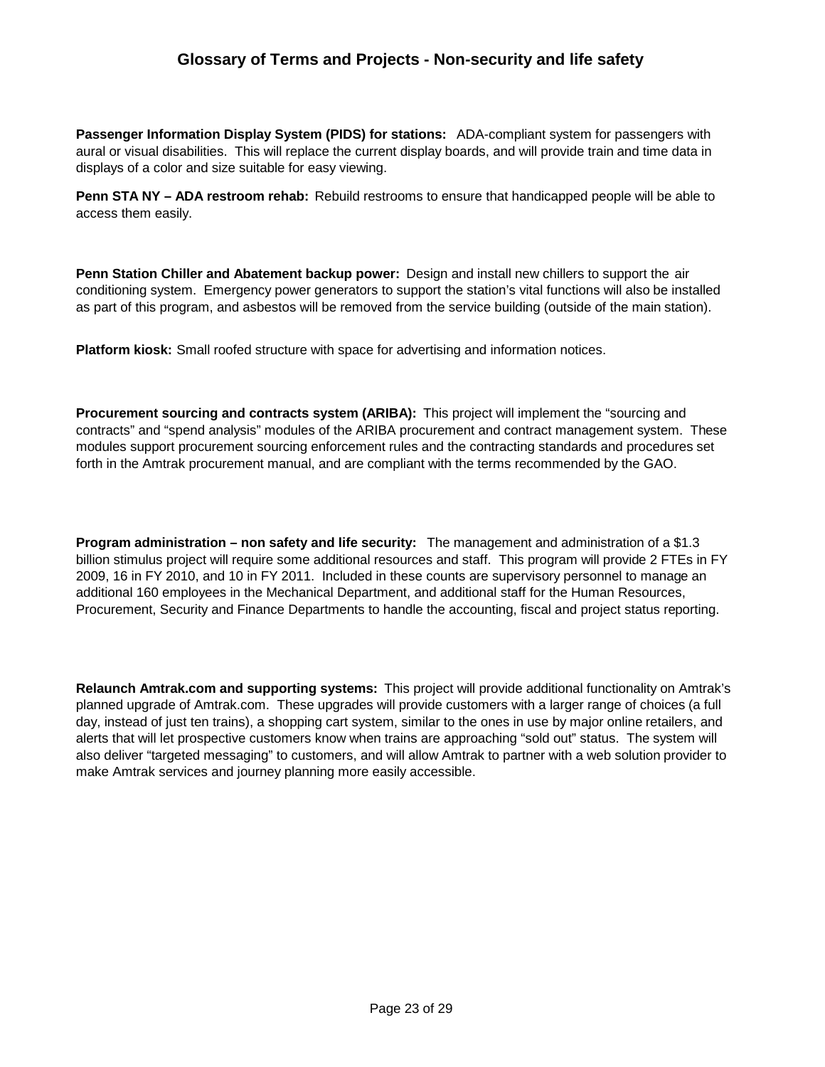## Glossary of Terms and Projects - Non-security and life safety

**Passenger Information Display System (PIDS) for stations:** ADA-compliant system for passengers with aural or visual disabilities. This will replace the current display boards, and will provide train and time data in displays of a color and size suitable for easy viewing.

**Penn STA NY – ADA restroom rehab:** Rebuild restrooms to ensure that handicapped people will be able to access them easily.

**Penn Station Chiller and Abatement backup power:** Design and install new chillers to support the air conditioning system. Emergency power generators to support the station's vital functions will also be installed as part of this program, and asbestos will be removed from the service building (outside of the main station).

**Platform kiosk:** Small roofed structure with space for advertising and information notices.

**Procurement sourcing and contracts system (ARIBA):** This project will implement the "sourcing and contracts" and "spend analysis" modules of the ARIBA procurement and contract management system. These modules support procurement sourcing enforcement rules and the contracting standards and procedures set forth in the Amtrak procurement manual, and are compliant with the terms recommended by the GAO.

**Program administration – non safety and life security:** The management and administration of a $1.3 billion stimulus project will require some additional resources and staff. This program will provide 2 FTEs in FY 2009, 16 in FY 2010, and 10 in FY 2011. Included in these counts are supervisory personnel to manage an additional 160 employees in the Mechanical Department, and additional staff for the Human Resources, Procurement, Security and Finance Departments to handle the accounting, fiscal and project status reporting.

**Relaunch Amtrak.com and supporting systems:** This project will provide additional functionality on Amtrak's planned upgrade of Amtrak.com. These upgrades will provide customers with a larger range of choices (a full day, instead of just ten trains), a shopping cart system, similar to the ones in use by major online retailers, and alerts that will let prospective customers know when trains are approaching "sold out" status. The system will also deliver "targeted messaging" to customers, and will allow Amtrak to partner with a web solution provider to make Amtrak services and journey planning more easily accessible.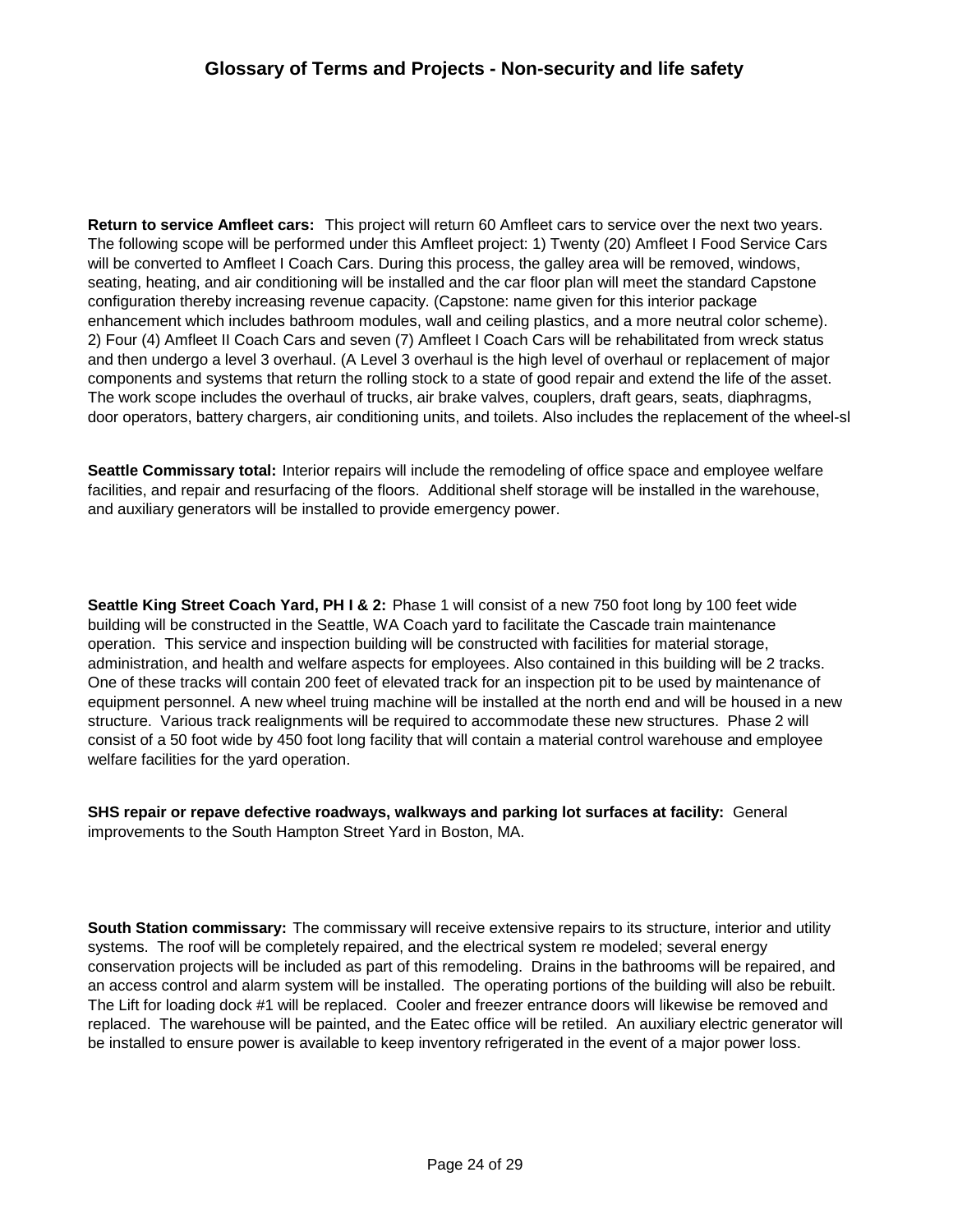## Glossary of Terms and Projects - Non-security and life safety

**Return to service Amfleet cars:** This project will return 60 Amfleet cars to service over the next two years. The following scope will be performed under this Amfleet project: 1) Twenty (20) Amfleet I Food Service Cars will be converted to Amfleet I Coach Cars. During this process, the galley area will be removed, windows, seating, heating, and air conditioning will be installed and the car floor plan will meet the standard Capstone configuration thereby increasing revenue capacity. (Capstone: name given for this interior package enhancement which includes bathroom modules, wall and ceiling plastics, and a more neutral color scheme). 2) Four (4) Amfleet II Coach Cars and seven (7) Amfleet I Coach Cars will be rehabilitated from wreck status and then undergo a level 3 overhaul. (A Level 3 overhaul is the high level of overhaul or replacement of major components and systems that return the rolling stock to a state of good repair and extend the life of the asset. The work scope includes the overhaul of trucks, air brake valves, couplers, draft gears, seats, diaphragms, door operators, battery chargers, air conditioning units, and toilets. Also includes the replacement of the wheel-sl

**Seattle Commissary total:** Interior repairs will include the remodeling of office space and employee welfare facilities, and repair and resurfacing of the floors. Additional shelf storage will be installed in the warehouse, and auxiliary generators will be installed to provide emergency power.

**Seattle King Street Coach Yard, PH I & 2:** Phase 1 will consist of a new 750 foot long by 100 feet wide building will be constructed in the Seattle, WA Coach yard to facilitate the Cascade train maintenance operation. This service and inspection building will be constructed with facilities for material storage, administration, and health and welfare aspects for employees. Also contained in this building will be 2 tracks. One of these tracks will contain 200 feet of elevated track for an inspection pit to be used by maintenance of equipment personnel. A new wheel truing machine will be installed at the north end and will be housed in a new structure. Various track realignments will be required to accommodate these new structures. Phase 2 will consist of a 50 foot wide by 450 foot long facility that will contain a material control warehouse and employee welfare facilities for the yard operation.

**SHS repair or repave defective roadways, walkways and parking lot surfaces at facility:** General improvements to the South Hampton Street Yard in Boston, MA.

**South Station commissary:** The commissary will receive extensive repairs to its structure, interior and utility systems. The roof will be completely repaired, and the electrical system re modeled; several energy conservation projects will be included as part of this remodeling. Drains in the bathrooms will be repaired, and an access control and alarm system will be installed. The operating portions of the building will also be rebuilt. The Lift for loading dock #1 will be replaced. Cooler and freezer entrance doors will likewise be removed and replaced. The warehouse will be painted, and the Eatec office will be retiled. An auxiliary electric generator will be installed to ensure power is available to keep inventory refrigerated in the event of a major power loss.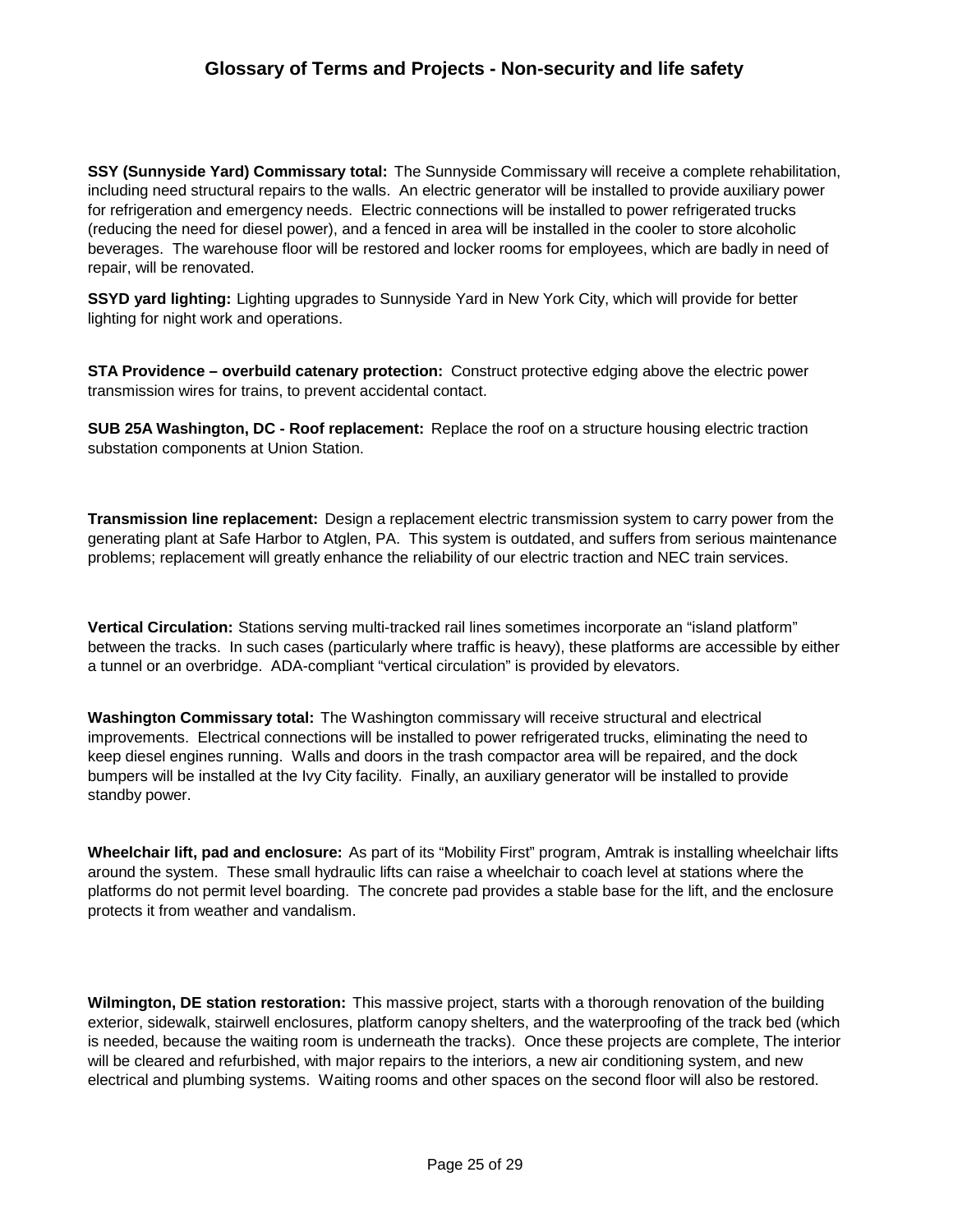## Glossary of Terms and Projects - Non-security and life safety

**SSY (Sunnyside Yard) Commissary total:** The Sunnyside Commissary will receive a complete rehabilitation, including need structural repairs to the walls. An electric generator will be installed to provide auxiliary power for refrigeration and emergency needs. Electric connections will be installed to power refrigerated trucks (reducing the need for diesel power), and a fenced in area will be installed in the cooler to store alcoholic beverages. The warehouse floor will be restored and locker rooms for employees, which are badly in need of repair, will be renovated.

**SSYD yard lighting:** Lighting upgrades to Sunnyside Yard in New York City, which will provide for better lighting for night work and operations.

**STA Providence – overbuild catenary protection:** Construct protective edging above the electric power transmission wires for trains, to prevent accidental contact.

**SUB 25A Washington, DC - Roof replacement:** Replace the roof on a structure housing electric traction substation components at Union Station.

**Transmission line replacement:** Design a replacement electric transmission system to carry power from the generating plant at Safe Harbor to Atglen, PA. This system is outdated, and suffers from serious maintenance problems; replacement will greatly enhance the reliability of our electric traction and NEC train services.

**Vertical Circulation:** Stations serving multi-tracked rail lines sometimes incorporate an "island platform" between the tracks. In such cases (particularly where traffic is heavy), these platforms are accessible by either a tunnel or an overbridge. ADA-compliant "vertical circulation" is provided by elevators.

**Washington Commissary total:** The Washington commissary will receive structural and electrical improvements. Electrical connections will be installed to power refrigerated trucks, eliminating the need to keep diesel engines running. Walls and doors in the trash compactor area will be repaired, and the dock bumpers will be installed at the Ivy City facility. Finally, an auxiliary generator will be installed to provide standby power.

**Wheelchair lift, pad and enclosure:** As part of its "Mobility First" program, Amtrak is installing wheelchair lifts around the system. These small hydraulic lifts can raise a wheelchair to coach level at stations where the platforms do not permit level boarding. The concrete pad provides a stable base for the lift, and the enclosure protects it from weather and vandalism.

**Wilmington, DE station restoration:** This massive project, starts with a thorough renovation of the building exterior, sidewalk, stairwell enclosures, platform canopy shelters, and the waterproofing of the track bed (which is needed, because the waiting room is underneath the tracks). Once these projects are complete, The interior will be cleared and refurbished, with major repairs to the interiors, a new air conditioning system, and new electrical and plumbing systems. Waiting rooms and other spaces on the second floor will also be restored.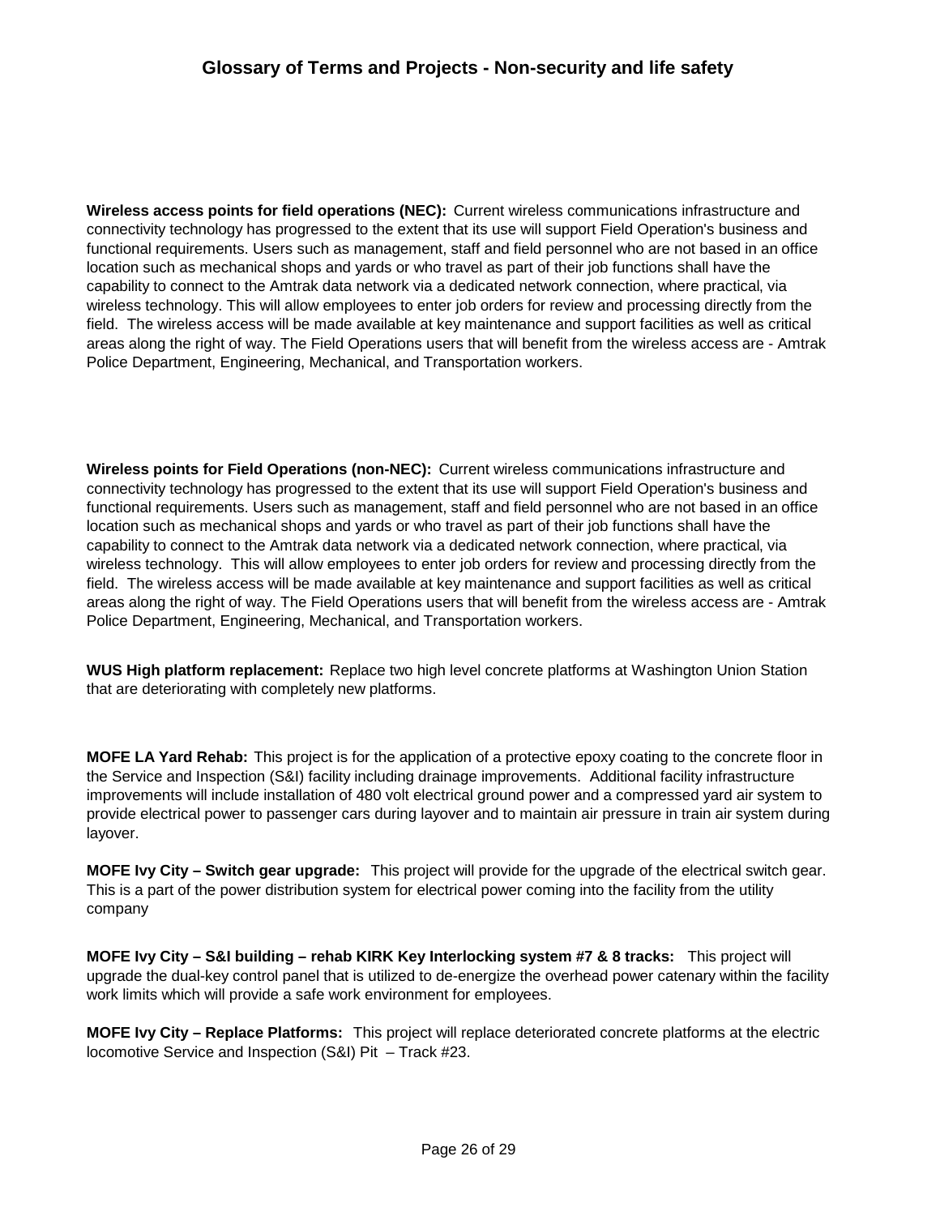## Glossary of Terms and Projects - Non-security and life safety

**Wireless access points for field operations (NEC):** Current wireless communications infrastructure and connectivity technology has progressed to the extent that its use will support Field Operation's business and functional requirements. Users such as management, staff and field personnel who are not based in an office location such as mechanical shops and yards or who travel as part of their job functions shall have the capability to connect to the Amtrak data network via a dedicated network connection, where practical, via wireless technology. This will allow employees to enter job orders for review and processing directly from the field. The wireless access will be made available at key maintenance and support facilities as well as critical areas along the right of way. The Field Operations users that will benefit from the wireless access are - Amtrak Police Department, Engineering, Mechanical, and Transportation workers.

**Wireless points for Field Operations (non-NEC):** Current wireless communications infrastructure and connectivity technology has progressed to the extent that its use will support Field Operation's business and functional requirements. Users such as management, staff and field personnel who are not based in an office location such as mechanical shops and yards or who travel as part of their job functions shall have the capability to connect to the Amtrak data network via a dedicated network connection, where practical, via wireless technology. This will allow employees to enter job orders for review and processing directly from the field. The wireless access will be made available at key maintenance and support facilities as well as critical areas along the right of way. The Field Operations users that will benefit from the wireless access are - Amtrak Police Department, Engineering, Mechanical, and Transportation workers.

**WUS High platform replacement:** Replace two high level concrete platforms at Washington Union Station that are deteriorating with completely new platforms.

**MOFE LA Yard Rehab:** This project is for the application of a protective epoxy coating to the concrete floor in the Service and Inspection (S&I) facility including drainage improvements. Additional facility infrastructure improvements will include installation of 480 volt electrical ground power and a compressed yard air system to provide electrical power to passenger cars during layover and to maintain air pressure in train air system during layover.

**MOFE Ivy City – Switch gear upgrade:** This project will provide for the upgrade of the electrical switch gear. This is a part of the power distribution system for electrical power coming into the facility from the utility company

**MOFE Ivy City – S&I building – rehab KIRK Key Interlocking system #7 & 8 tracks:** This project will upgrade the dual-key control panel that is utilized to de-energize the overhead power catenary within the facility work limits which will provide a safe work environment for employees.

**MOFE Ivy City – Replace Platforms:** This project will replace deteriorated concrete platforms at the electric locomotive Service and Inspection (S&I) Pit – Track #23.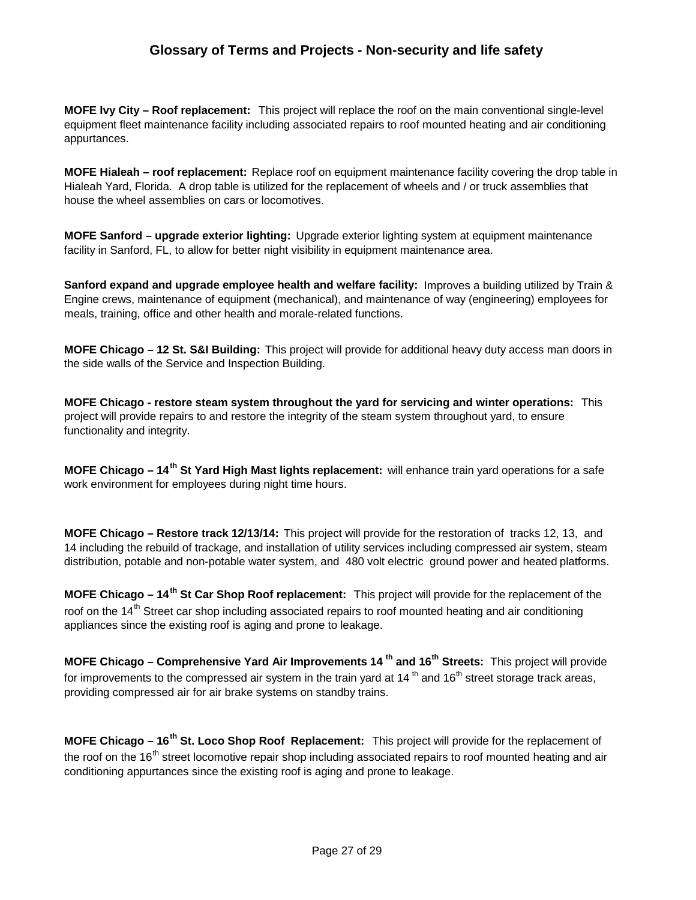## Glossary of Terms and Projects - Non-security and life safety

**MOFE Ivy City – Roof replacement:** This project will replace the roof on the main conventional single-level equipment fleet maintenance facility including associated repairs to roof mounted heating and air conditioning appurtances.

**MOFE Hialeah – roof replacement:** Replace roof on equipment maintenance facility covering the drop table in Hialeah Yard, Florida. A drop table is utilized for the replacement of wheels and / or truck assemblies that house the wheel assemblies on cars or locomotives.

**MOFE Sanford – upgrade exterior lighting:** Upgrade exterior lighting system at equipment maintenance facility in Sanford, FL, to allow for better night visibility in equipment maintenance area.

**Sanford expand and upgrade employee health and welfare facility:** Improves a building utilized by Train & Engine crews, maintenance of equipment (mechanical), and maintenance of way (engineering) employees for meals, training, office and other health and morale-related functions.

**MOFE Chicago – 12 St. S&I Building:** This project will provide for additional heavy duty access man doors in the side walls of the Service and Inspection Building.

**MOFE Chicago - restore steam system throughout the yard for servicing and winter operations:** This project will provide repairs to and restore the integrity of the steam system throughout yard, to ensure functionality and integrity.

**MOFE Chicago – 14th St Yard High Mast lights replacement:** will enhance train yard operations for a safe work environment for employees during night time hours.

**MOFE Chicago – Restore track 12/13/14:** This project will provide for the restoration of tracks 12, 13, and 14 including the rebuild of trackage, and installation of utility services including compressed air system, steam distribution, potable and non-potable water system, and 480 volt electric ground power and heated platforms.

**MOFE Chicago – 14th St Car Shop Roof replacement:** This project will provide for the replacement of the roof on the 14th Street car shop including associated repairs to roof mounted heating and air conditioning appliances since the existing roof is aging and prone to leakage.

**MOFE Chicago – Comprehensive Yard Air Improvements 14th and 16th Streets:** This project will provide for improvements to the compressed air system in the train yard at 14th and 16th street storage track areas, providing compressed air for air brake systems on standby trains.

**MOFE Chicago – 16th St. Loco Shop Roof Replacement:** This project will provide for the replacement of the roof on the 16th street locomotive repair shop including associated repairs to roof mounted heating and air conditioning appurtances since the existing roof is aging and prone to leakage.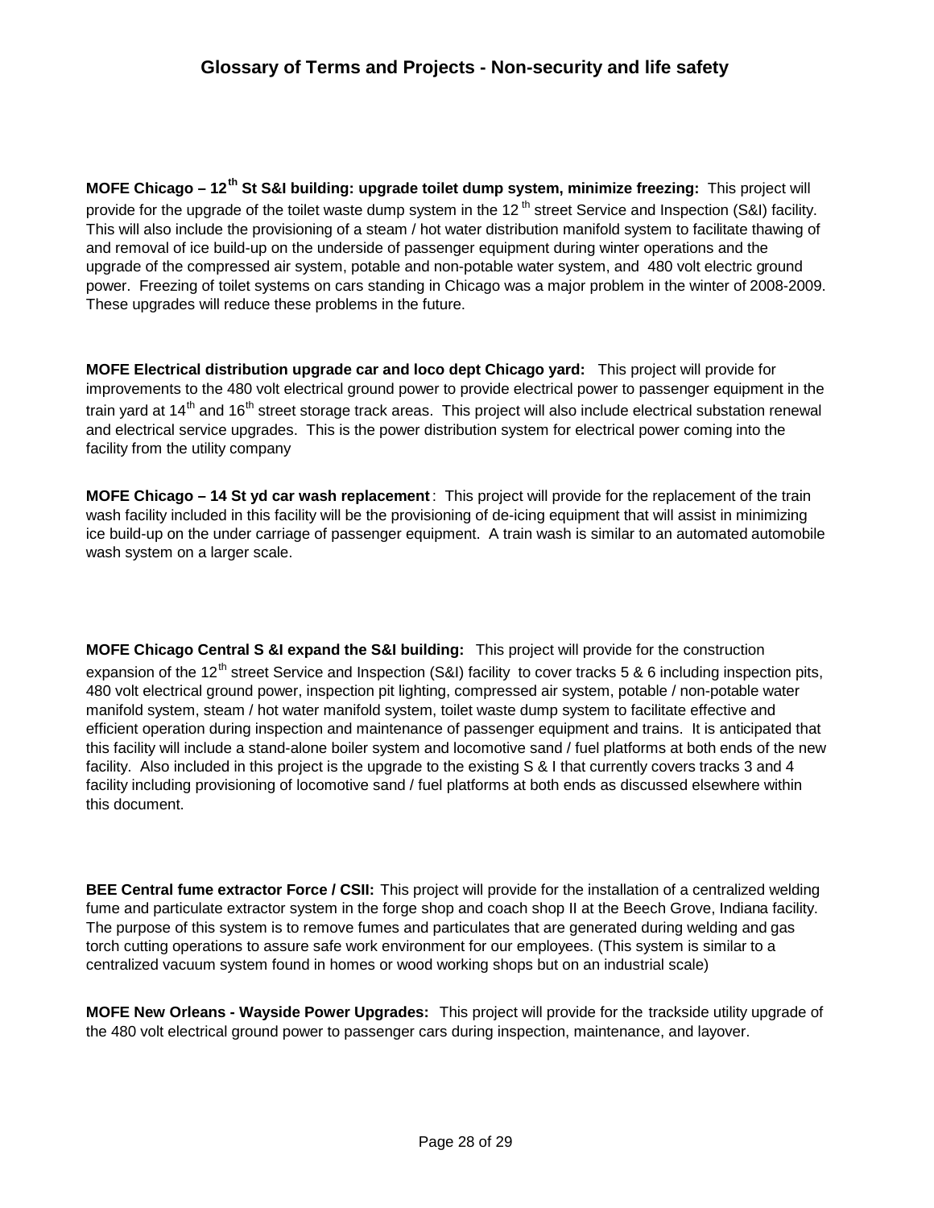## Glossary of Terms and Projects - Non-security and life safety

**MOFE Chicago – 12th St S&I building: upgrade toilet dump system, minimize freezing:** This project will provide for the upgrade of the toilet waste dump system in the 12th street Service and Inspection (S&I) facility. This will also include the provisioning of a steam / hot water distribution manifold system to facilitate thawing of and removal of ice build-up on the underside of passenger equipment during winter operations and the upgrade of the compressed air system, potable and non-potable water system, and 480 volt electric ground power. Freezing of toilet systems on cars standing in Chicago was a major problem in the winter of 2008-2009. These upgrades will reduce these problems in the future.

**MOFE Electrical distribution upgrade car and loco dept Chicago yard:** This project will provide for improvements to the 480 volt electrical ground power to provide electrical power to passenger equipment in the train yard at 14th and 16th street storage track areas. This project will also include electrical substation renewal and electrical service upgrades. This is the power distribution system for electrical power coming into the facility from the utility company

**MOFE Chicago – 14 St yd car wash replacement**: This project will provide for the replacement of the train wash facility included in this facility will be the provisioning of de-icing equipment that will assist in minimizing ice build-up on the under carriage of passenger equipment. A train wash is similar to an automated automobile wash system on a larger scale.

**MOFE Chicago Central S &I expand the S&I building:** This project will provide for the construction expansion of the 12th street Service and Inspection (S&I) facility to cover tracks 5 & 6 including inspection pits, 480 volt electrical ground power, inspection pit lighting, compressed air system, potable / non-potable water manifold system, steam / hot water manifold system, toilet waste dump system to facilitate effective and efficient operation during inspection and maintenance of passenger equipment and trains. It is anticipated that this facility will include a stand-alone boiler system and locomotive sand / fuel platforms at both ends of the new facility. Also included in this project is the upgrade to the existing S & I that currently covers tracks 3 and 4 facility including provisioning of locomotive sand / fuel platforms at both ends as discussed elsewhere within this document.

**BEE Central fume extractor Force / CSII:** This project will provide for the installation of a centralized welding fume and particulate extractor system in the forge shop and coach shop II at the Beech Grove, Indiana facility. The purpose of this system is to remove fumes and particulates that are generated during welding and gas torch cutting operations to assure safe work environment for our employees. (This system is similar to a centralized vacuum system found in homes or wood working shops but on an industrial scale)

**MOFE New Orleans - Wayside Power Upgrades:** This project will provide for the trackside utility upgrade of the 480 volt electrical ground power to passenger cars during inspection, maintenance, and layover.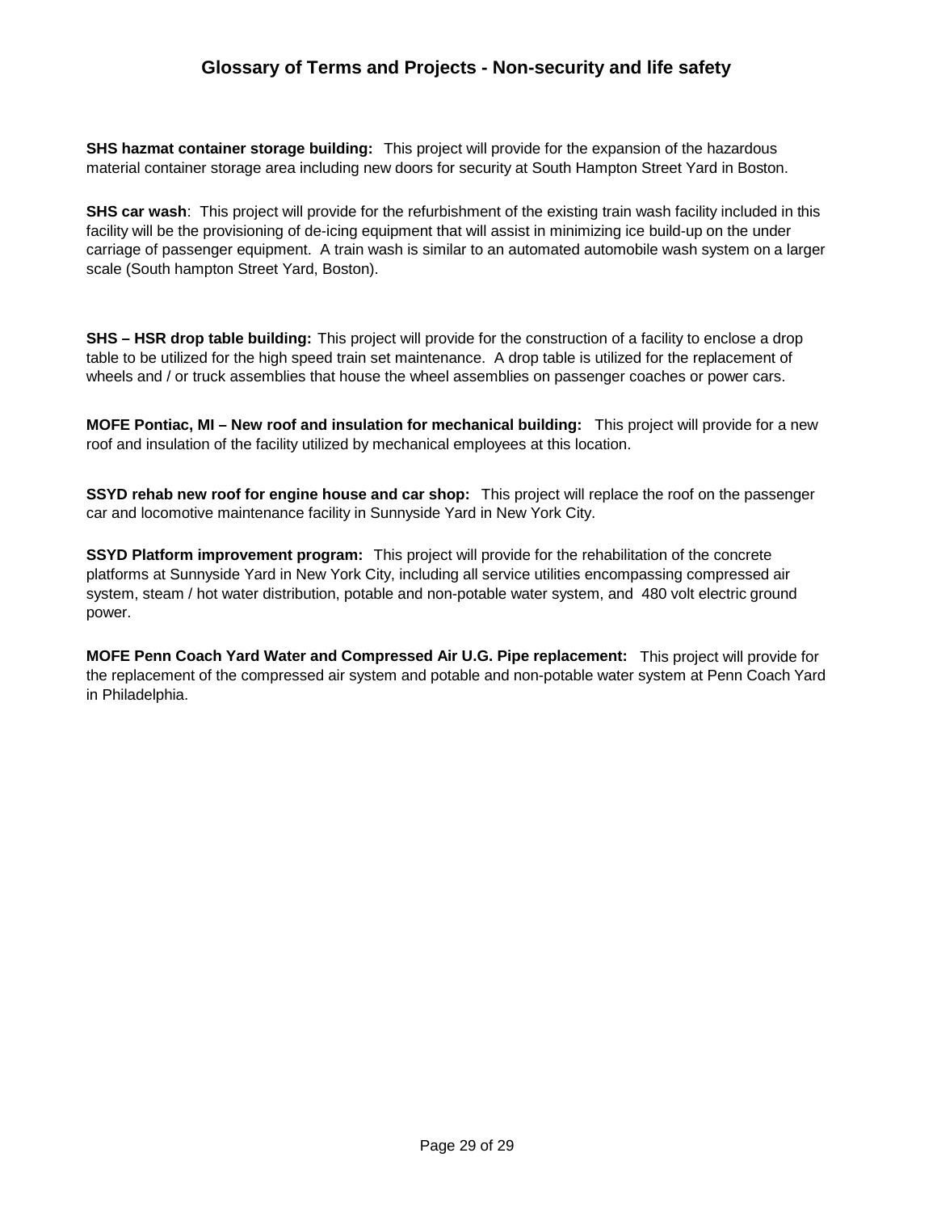## Glossary of Terms and Projects - Non-security and life safety

**SHS hazmat container storage building:** This project will provide for the expansion of the hazardous material container storage area including new doors for security at South Hampton Street Yard in Boston.

**SHS car wash**: This project will provide for the refurbishment of the existing train wash facility included in this facility will be the provisioning of de-icing equipment that will assist in minimizing ice build-up on the under carriage of passenger equipment. A train wash is similar to an automated automobile wash system on a larger scale (South hampton Street Yard, Boston).

**SHS – HSR drop table building:** This project will provide for the construction of a facility to enclose a drop table to be utilized for the high speed train set maintenance. A drop table is utilized for the replacement of wheels and / or truck assemblies that house the wheel assemblies on passenger coaches or power cars.

**MOFE Pontiac, MI – New roof and insulation for mechanical building:** This project will provide for a new roof and insulation of the facility utilized by mechanical employees at this location.

**SSYD rehab new roof for engine house and car shop:** This project will replace the roof on the passenger car and locomotive maintenance facility in Sunnyside Yard in New York City.

**SSYD Platform improvement program:** This project will provide for the rehabilitation of the concrete platforms at Sunnyside Yard in New York City, including all service utilities encompassing compressed air system, steam / hot water distribution, potable and non-potable water system, and 480 volt electric ground power.

**MOFE Penn Coach Yard Water and Compressed Air U.G. Pipe replacement:** This project will provide for the replacement of the compressed air system and potable and non-potable water system at Penn Coach Yard in Philadelphia.